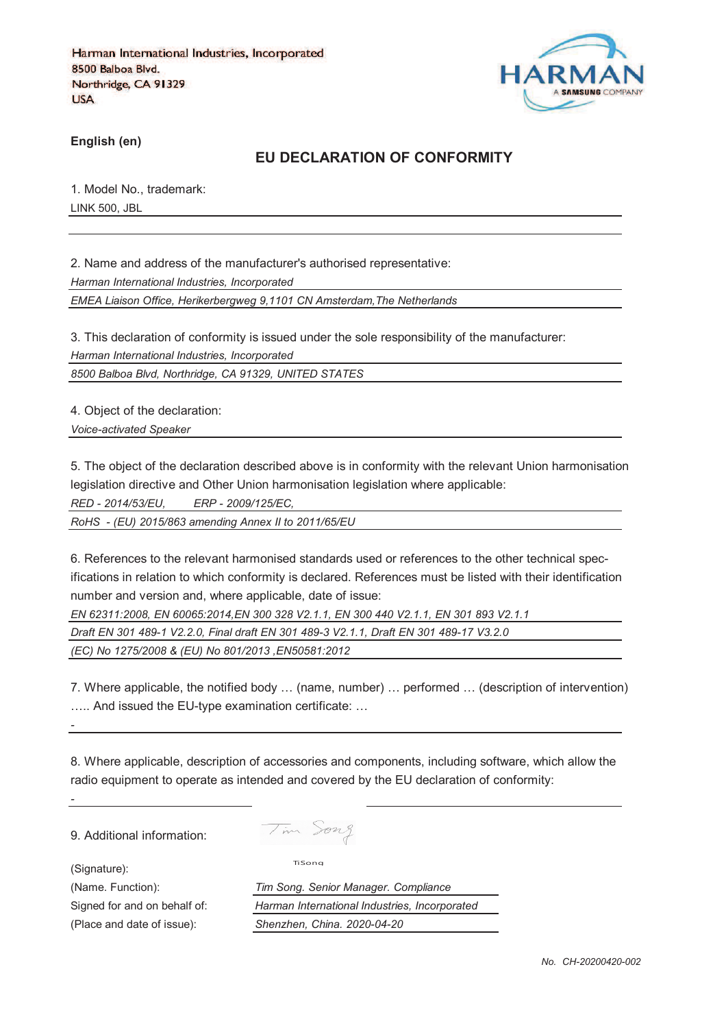Harman International Industries, Incorporated
8500 Balboa Blvd.
Northridge, CA 91329
USA

HARMAN
A SAMSUNG COMPANY

**English (en)**

## EU DECLARATION OF CONFORMITY

1. Model No., trademark:

LINK 500, JBL

2. Name and address of the manufacturer's authorised representative:

*Harman International Industries, Incorporated*

*EMEA Liaison Office, Herikerbergweg 9,1101 CN Amsterdam,The Netherlands*

3. This declaration of conformity is issued under the sole responsibility of the manufacturer:

*Harman International Industries, Incorporated*

*8500 Balboa Blvd, Northridge, CA 91329, UNITED STATES*

4. Object of the declaration:

*Voice-activated Speaker*

5. The object of the declaration described above is in conformity with the relevant Union harmonisation legislation directive and Other Union harmonisation legislation where applicable:

*RED - 2014/53/EU,        ERP - 2009/125/EC,*

*RoHS  - (EU) 2015/863 amending Annex II to 2011/65/EU*

6. References to the relevant harmonised standards used or references to the other technical specifications in relation to which conformity is declared. References must be listed with their identification number and version and, where applicable, date of issue:

*EN 62311:2008, EN 60065:2014,EN 300 328 V2.1.1, EN 300 440 V2.1.1, EN 301 893 V2.1.1*

*Draft EN 301 489-1 V2.2.0, Final draft EN 301 489-3 V2.1.1, Draft EN 301 489-17 V3.2.0*

*(EC) No 1275/2008 & (EU) No 801/2013 ,EN50581:2012*

7. Where applicable, the notified body … (name, number) … performed … (description of intervention) ….. And issued the EU-type examination certificate: …

-

8. Where applicable, description of accessories and components, including software, which allow the radio equipment to operate as intended and covered by the EU declaration of conformity:

-

9. Additional information:

(Signature): Tim Song

(Name. Function): *Tim Song. Senior Manager. Compliance*

Signed for and on behalf of: *Harman International Industries, Incorporated*

(Place and date of issue): *Shenzhen, China. 2020-04-20*

*No. CH-20200420-002*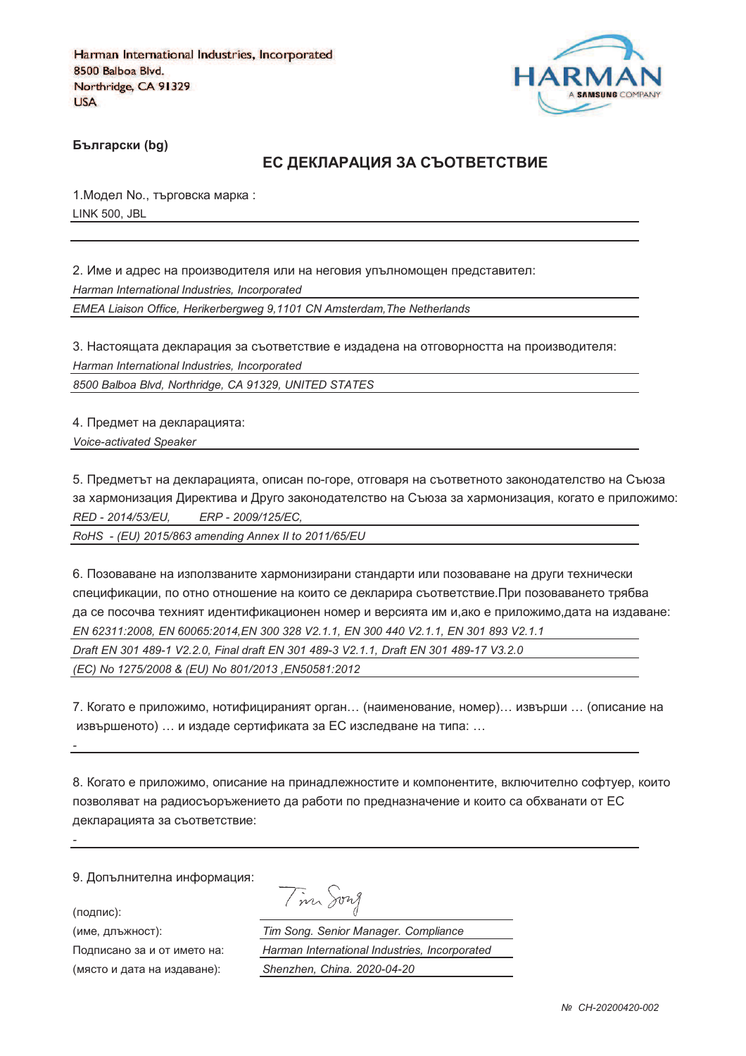Harman International Industries, Incorporated
8500 Balboa Blvd.
Northridge, CA 91329
USA

HARMAN
A SAMSUNG COMPANY

**Български (bg)**

## ЕС ДЕКЛАРАЦИЯ ЗА СЪОТВЕТСТВИЕ

1.Модел No., търговска марка :

LINK 500, JBL

2. Име и адрес на производителя или на неговия упълномощен представител:

*Harman International Industries, Incorporated*

*EMEA Liaison Office, Herikerbergweg 9,1101 CN Amsterdam,The Netherlands*

3. Настоящата декларация за съответствие е издадена на отговорността на производителя:

*Harman International Industries, Incorporated*

*8500 Balboa Blvd, Northridge, CA 91329, UNITED STATES*

4. Предмет на декларацията:

*Voice-activated Speaker*

5. Предметът на декларацията, описан по-горе, отговаря на съответното законодателство на Съюза за хармонизация Директива и Друго законодателство на Съюза за хармонизация, когато е приложимо:

*RED - 2014/53/EU, ERP - 2009/125/EC,*

*RoHS - (EU) 2015/863 amending Annex II to 2011/65/EU*

6. Позоваване на използваните хармонизирани стандарти или позоваване на други технически спецификации, по отно отношение на които се декларира съответствие.При позоваването трябва да се посочва техният идентификационен номер и версията им и,ако е приложимо,дата на издаване:

*EN 62311:2008, EN 60065:2014,EN 300 328 V2.1.1, EN 300 440 V2.1.1, EN 301 893 V2.1.1*

*Draft EN 301 489-1 V2.2.0, Final draft EN 301 489-3 V2.1.1, Draft EN 301 489-17 V3.2.0*

*(EC) No 1275/2008 & (EU) No 801/2013 ,EN50581:2012*

7. Когато е приложимо, нотифицираният орган… (наименование, номер)… извърши … (описание на извършеното) … и издаде сертификата за ЕС изследване на типа: …

-

8. Когато е приложимо, описание на принадлежностите и компонентите, включително софтуер, които позволяват на радиосъоръжението да работи по предназначение и които са обхванати от ЕС декларацията за съответствие:

-

9. Допълнителна информация:

(подпис): Tim Song

(име, длъжност): *Tim Song. Senior Manager. Compliance*

Подписано за и от името на: *Harman International Industries, Incorporated*

(място и дата на издаване): *Shenzhen, China. 2020-04-20*

*№ CH-20200420-002*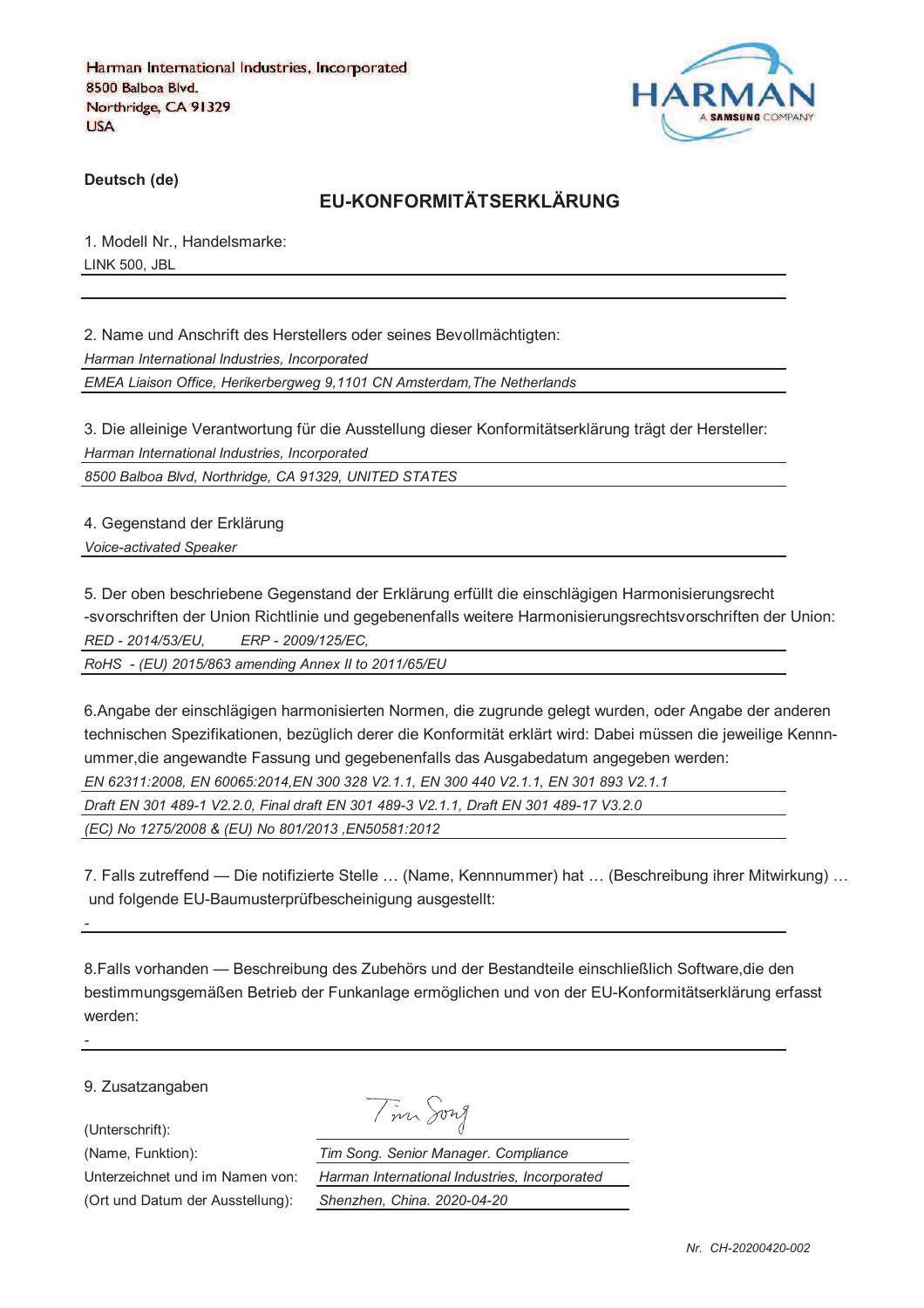Harman International Industries, Incorporated
8500 Balboa Blvd.
Northridge, CA 91329
USA

HARMAN
A SAMSUNG COMPANY

**Deutsch (de)**

## EU-KONFORMITÄTSERKLÄRUNG

1. Modell Nr., Handelsmarke:

LINK 500, JBL

2. Name und Anschrift des Herstellers oder seines Bevollmächtigten:

*Harman International Industries, Incorporated*

*EMEA Liaison Office, Herikerbergweg 9,1101 CN Amsterdam,The Netherlands*

3. Die alleinige Verantwortung für die Ausstellung dieser Konformitätserklärung trägt der Hersteller:

*Harman International Industries, Incorporated*

*8500 Balboa Blvd, Northridge, CA 91329, UNITED STATES*

4. Gegenstand der Erklärung

*Voice-activated Speaker*

5. Der oben beschriebene Gegenstand der Erklärung erfüllt die einschlägigen Harmonisierungsrecht -svorschriften der Union Richtlinie und gegebenenfalls weitere Harmonisierungsrechtsvorschriften der Union:

*RED - 2014/53/EU,     ERP - 2009/125/EC,*

*RoHS - (EU) 2015/863 amending Annex II to 2011/65/EU*

6.Angabe der einschlägigen harmonisierten Normen, die zugrunde gelegt wurden, oder Angabe der anderen technischen Spezifikationen, bezüglich derer die Konformität erklärt wird: Dabei müssen die jeweilige Kennn-ummer,die angewandte Fassung und gegebenenfalls das Ausgabedatum angegeben werden:

*EN 62311:2008, EN 60065:2014,EN 300 328 V2.1.1, EN 300 440 V2.1.1, EN 301 893 V2.1.1*

*Draft EN 301 489-1 V2.2.0, Final draft EN 301 489-3 V2.1.1, Draft EN 301 489-17 V3.2.0*

*(EC) No 1275/2008 & (EU) No 801/2013 ,EN50581:2012*

7. Falls zutreffend — Die notifizierte Stelle … (Name, Kennnummer) hat … (Beschreibung ihrer Mitwirkung) … und folgende EU-Baumusterprüfbescheinigung ausgestellt:

-

8.Falls vorhanden — Beschreibung des Zubehörs und der Bestandteile einschließlich Software,die den bestimmungsgemäßen Betrieb der Funkanlage ermöglichen und von der EU-Konformitätserklärung erfasst werden:

-

9. Zusatzangaben

(Unterschrift): Tim Song

(Name, Funktion): *Tim Song. Senior Manager. Compliance*

Unterzeichnet und im Namen von: *Harman International Industries, Incorporated*

(Ort und Datum der Ausstellung): *Shenzhen, China. 2020-04-20*

*Nr. CH-20200420-002*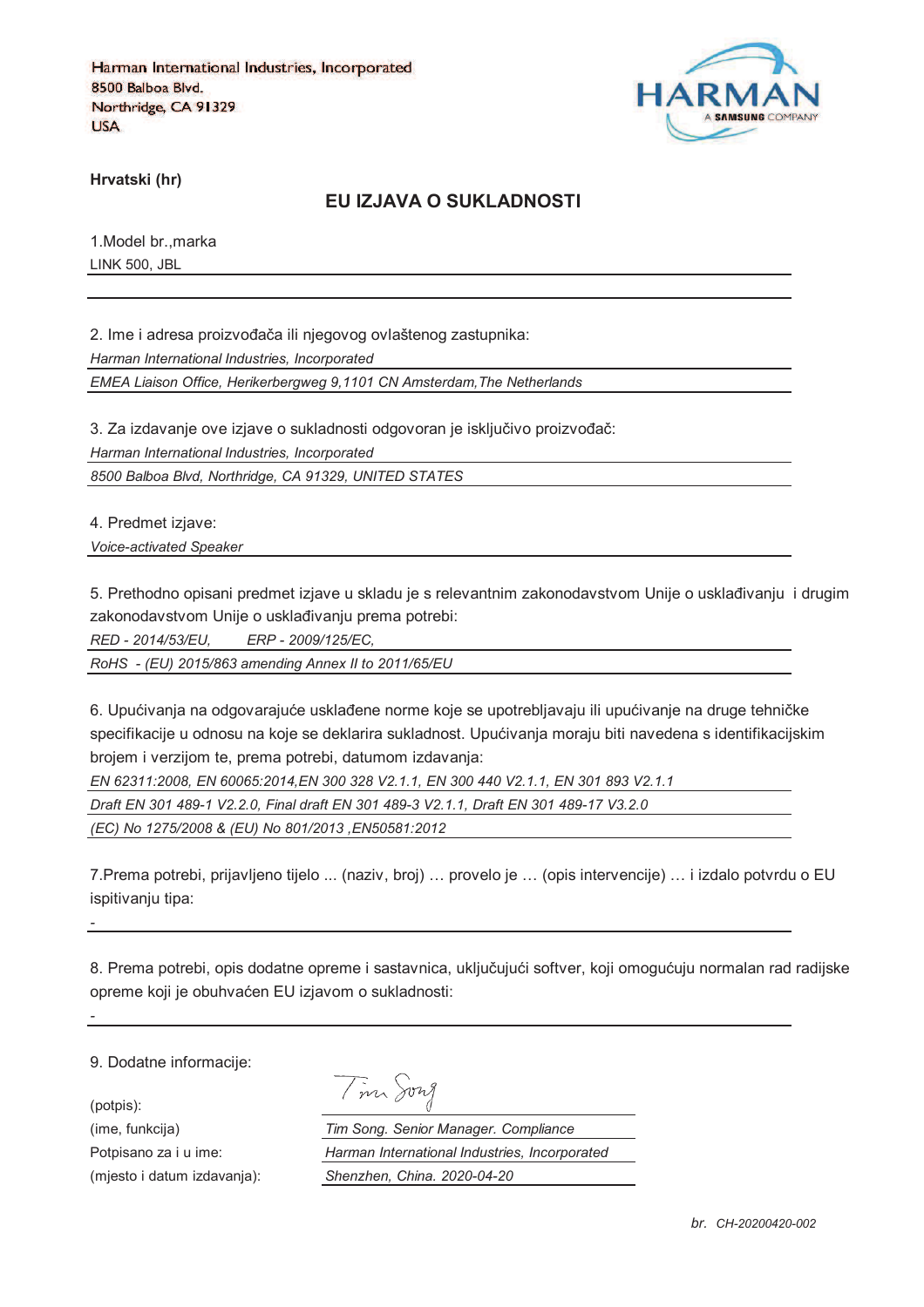Harman International Industries, Incorporated
8500 Balboa Blvd.
Northridge, CA 91329
USA

HARMAN A SAMSUNG COMPANY

**Hrvatski (hr)**

## EU IZJAVA O SUKLADNOSTI

1.Model br.,marka

LINK 500, JBL

2. Ime i adresa proizvođača ili njegovog ovlaštenog zastupnika:

*Harman International Industries, Incorporated*

*EMEA Liaison Office, Herikerbergweg 9,1101 CN Amsterdam,The Netherlands*

3. Za izdavanje ove izjave o sukladnosti odgovoran je isključivo proizvođač:

*Harman International Industries, Incorporated*

*8500 Balboa Blvd, Northridge, CA 91329, UNITED STATES*

4. Predmet izjave:

*Voice-activated Speaker*

5. Prethodno opisani predmet izjave u skladu je s relevantnim zakonodavstvom Unije o usklađivanju i drugim zakonodavstvom Unije o usklađivanju prema potrebi:

*RED - 2014/53/EU, ERP - 2009/125/EC,*

*RoHS - (EU) 2015/863 amending Annex II to 2011/65/EU*

6. Upućivanja na odgovarajuće usklađene norme koje se upotrebljavaju ili upućivanje na druge tehničke specifikacije u odnosu na koje se deklarira sukladnost. Upućivanja moraju biti navedena s identifikacijskim brojem i verzijom te, prema potrebi, datumom izdavanja:

*EN 62311:2008, EN 60065:2014,EN 300 328 V2.1.1, EN 300 440 V2.1.1, EN 301 893 V2.1.1*

*Draft EN 301 489-1 V2.2.0, Final draft EN 301 489-3 V2.1.1, Draft EN 301 489-17 V3.2.0*

*(EC) No 1275/2008 & (EU) No 801/2013 ,EN50581:2012*

7.Prema potrebi, prijavljeno tijelo ... (naziv, broj) … provelo je … (opis intervencije) … i izdalo potvrdu o EU ispitivanju tipa:

-

8. Prema potrebi, opis dodatne opreme i sastavnica, uključujući softver, koji omogućuju normalan rad radijske opreme koji je obuhvaćen EU izjavom o sukladnosti:

-

9. Dodatne informacije:

(potpis): Tim Song

(ime, funkcija): *Tim Song. Senior Manager. Compliance*

Potpisano za i u ime: *Harman International Industries, Incorporated*

(mjesto i datum izdavanja): *Shenzhen, China. 2020-04-20*

*br.* *CH-20200420-002*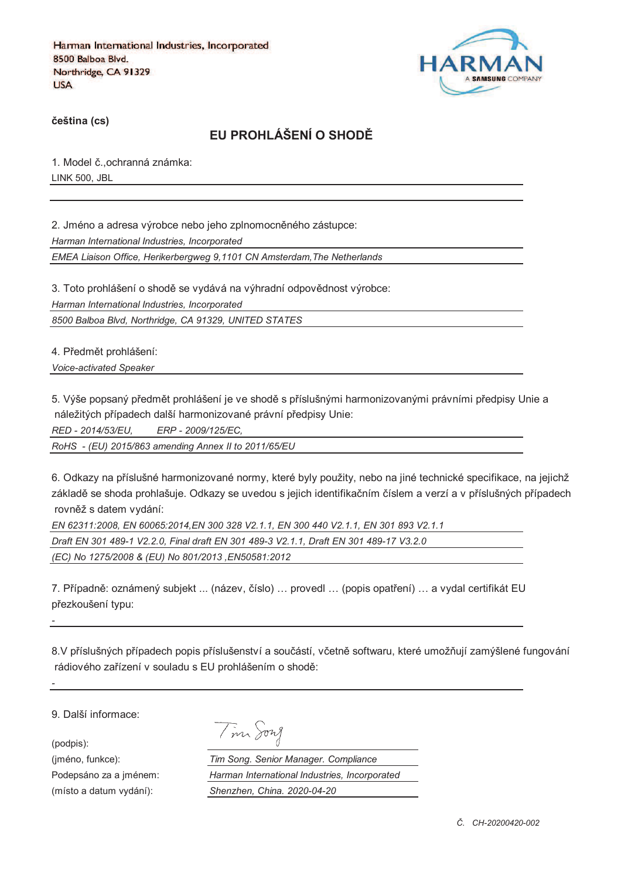Harman International Industries, Incorporated
8500 Balboa Blvd.
Northridge, CA 91329
USA

HARMAN
A SAMSUNG COMPANY

**čeština (cs)**

## EU PROHLÁŠENÍ O SHODĚ

1. Model č.,ochranná známka:

LINK 500, JBL

2. Jméno a adresa výrobce nebo jeho zplnomocněného zástupce:

*Harman International Industries, Incorporated*

*EMEA Liaison Office, Herikerbergweg 9,1101 CN Amsterdam,The Netherlands*

3. Toto prohlášení o shodě se vydává na výhradní odpovědnost výrobce:

*Harman International Industries, Incorporated*

*8500 Balboa Blvd, Northridge, CA 91329, UNITED STATES*

4. Předmět prohlášení:

*Voice-activated Speaker*

5. Výše popsaný předmět prohlášení je ve shodě s příslušnými harmonizovanými právními předpisy Unie a náležitých případech další harmonizované právní předpisy Unie:

*RED - 2014/53/EU, ERP - 2009/125/EC,*

*RoHS - (EU) 2015/863 amending Annex II to 2011/65/EU*

6. Odkazy na příslušné harmonizované normy, které byly použity, nebo na jiné technické specifikace, na jejichž základě se shoda prohlašuje. Odkazy se uvedou s jejich identifikačním číslem a verzí a v příslušných případech rovněž s datem vydání:

*EN 62311:2008, EN 60065:2014,EN 300 328 V2.1.1, EN 300 440 V2.1.1, EN 301 893 V2.1.1*

*Draft EN 301 489-1 V2.2.0, Final draft EN 301 489-3 V2.1.1, Draft EN 301 489-17 V3.2.0*

*(EC) No 1275/2008 & (EU) No 801/2013 ,EN50581:2012*

7. Případně: oznámený subjekt ... (název, číslo) … provedl … (popis opatření) … a vydal certifikát EU přezkoušení typu:

-

8.V příslušných případech popis příslušenství a součástí, včetně softwaru, které umožňují zamýšlené fungování rádiového zařízení v souladu s EU prohlášením o shodě:

-

9. Další informace:

| | |
|---|---|
| (podpis): | Tim Song |
| (jméno, funkce): | *Tim Song. Senior Manager. Compliance* |
| Podepsáno za a jménem: | *Harman International Industries, Incorporated* |
| (místo a datum vydání): | *Shenzhen, China. 2020-04-20* |

*Č. CH-20200420-002*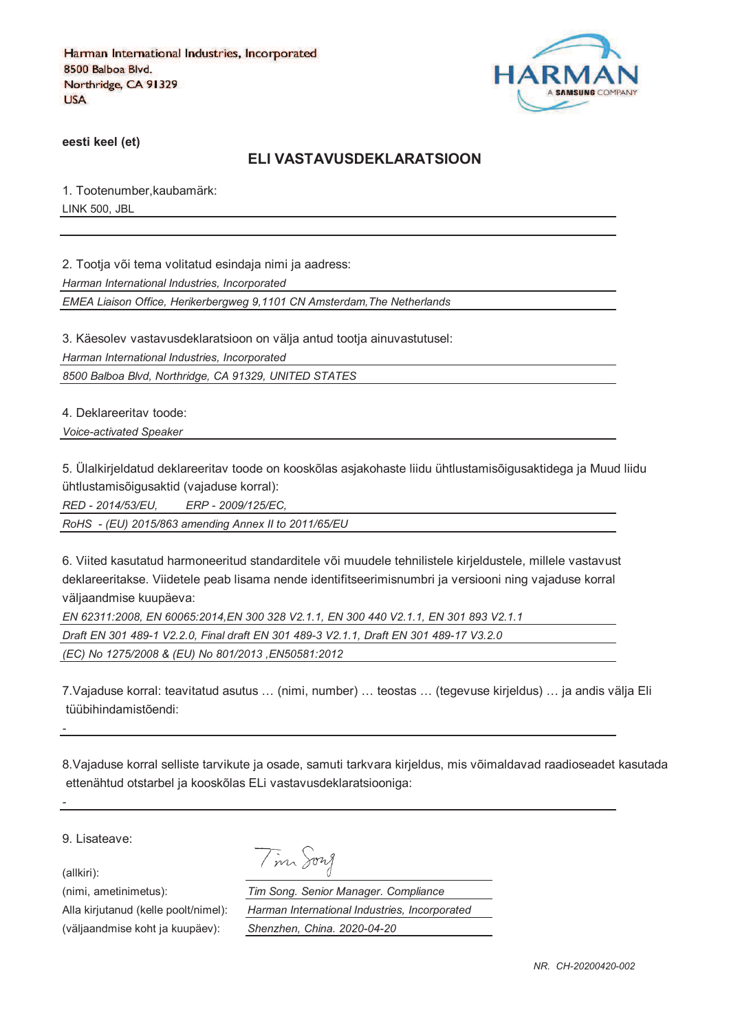Harman International Industries, Incorporated
8500 Balboa Blvd.
Northridge, CA 91329
USA

HARMAN
A SAMSUNG COMPANY

**eesti keel (et)**

## ELI VASTAVUSDEKLARATSIOON

1. Tootenumber,kaubamärk:

LINK 500, JBL

2. Tootja või tema volitatud esindaja nimi ja aadress:

*Harman International Industries, Incorporated*

*EMEA Liaison Office, Herikerbergweg 9,1101 CN Amsterdam,The Netherlands*

3. Käesolev vastavusdeklaratsioon on välja antud tootja ainuvastutusel:

*Harman International Industries, Incorporated*

*8500 Balboa Blvd, Northridge, CA 91329, UNITED STATES*

4. Deklareeritav toode:

*Voice-activated Speaker*

5. Ülalkirjeldatud deklareeritav toode on kooskõlas asjakohaste liidu ühtlustamisõigusaktidega ja Muud liidu ühtlustamisõigusaktid (vajaduse korral):

*RED - 2014/53/EU,     ERP - 2009/125/EC,*

*RoHS - (EU) 2015/863 amending Annex II to 2011/65/EU*

6. Viited kasutatud harmoneeritud standarditele või muudele tehnilistele kirjeldustele, millele vastavust deklareeritakse. Viidetele peab lisama nende identifitseerimisnumbri ja versiooni ning vajaduse korral väljaandmise kuupäeva:

*EN 62311:2008, EN 60065:2014,EN 300 328 V2.1.1, EN 300 440 V2.1.1, EN 301 893 V2.1.1*

*Draft EN 301 489-1 V2.2.0, Final draft EN 301 489-3 V2.1.1, Draft EN 301 489-17 V3.2.0*

*(EC) No 1275/2008 & (EU) No 801/2013 ,EN50581:2012*

7.Vajaduse korral: teavitatud asutus … (nimi, number) … teostas … (tegevuse kirjeldus) … ja andis välja Eli tüübihindamistõendi:

-

8.Vajaduse korral selliste tarvikute ja osade, samuti tarkvara kirjeldus, mis võimaldavad raadioseadet kasutada ettenähtud otstarbel ja kooskõlas ELi vastavusdeklaratsiooniga:

-

9. Lisateave:

(allkiri):

(nimi, ametinimetus): *Tim Song. Senior Manager. Compliance*

Alla kirjutanud (kelle poolt/nimel): *Harman International Industries, Incorporated*

(väljaandmise koht ja kuupäev): *Shenzhen, China. 2020-04-20*

*NR. CH-20200420-002*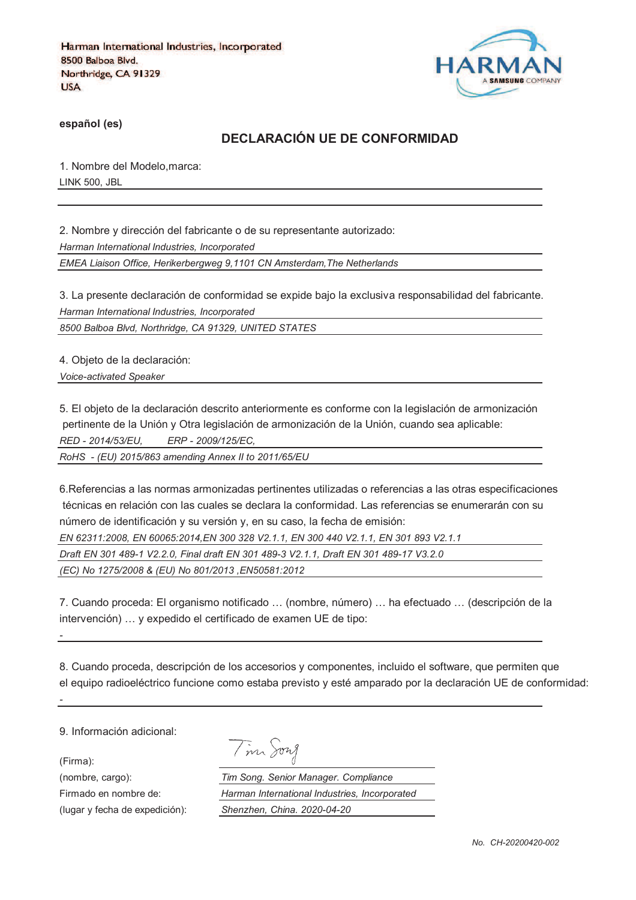Harman International Industries, Incorporated
8500 Balboa Blvd.
Northridge, CA 91329
USA

HARMAN
A SAMSUNG COMPANY

**español (es)**

## DECLARACIÓN UE DE CONFORMIDAD

1. Nombre del Modelo,marca:

LINK 500, JBL

2. Nombre y dirección del fabricante o de su representante autorizado:

*Harman International Industries, Incorporated*

*EMEA Liaison Office, Herikerbergweg 9,1101 CN Amsterdam,The Netherlands*

3. La presente declaración de conformidad se expide bajo la exclusiva responsabilidad del fabricante.

*Harman International Industries, Incorporated*

*8500 Balboa Blvd, Northridge, CA 91329, UNITED STATES*

4. Objeto de la declaración:

*Voice-activated Speaker*

5. El objeto de la declaración descrito anteriormente es conforme con la legislación de armonización pertinente de la Unión y Otra legislación de armonización de la Unión, cuando sea aplicable:

*RED - 2014/53/EU,   ERP - 2009/125/EC,*

*RoHS - (EU) 2015/863 amending Annex II to 2011/65/EU*

6.Referencias a las normas armonizadas pertinentes utilizadas o referencias a las otras especificaciones técnicas en relación con las cuales se declara la conformidad. Las referencias se enumerarán con su número de identificación y su versión y, en su caso, la fecha de emisión:

*EN 62311:2008, EN 60065:2014,EN 300 328 V2.1.1, EN 300 440 V2.1.1, EN 301 893 V2.1.1*

*Draft EN 301 489-1 V2.2.0, Final draft EN 301 489-3 V2.1.1, Draft EN 301 489-17 V3.2.0*

*(EC) No 1275/2008 & (EU) No 801/2013 ,EN50581:2012*

7. Cuando proceda: El organismo notificado … (nombre, número) … ha efectuado … (descripción de la intervención) … y expedido el certificado de examen UE de tipo:

-

8. Cuando proceda, descripción de los accesorios y componentes, incluido el software, que permiten que el equipo radioeléctrico funcione como estaba previsto y esté amparado por la declaración UE de conformidad:

-

9. Información adicional:

| | |
|---|---|
| (Firma): | Tim Song |
| (nombre, cargo): | *Tim Song. Senior Manager. Compliance* |
| Firmado en nombre de: | *Harman International Industries, Incorporated* |
| (lugar y fecha de expedición): | *Shenzhen, China. 2020-04-20* |

*No. CH-20200420-002*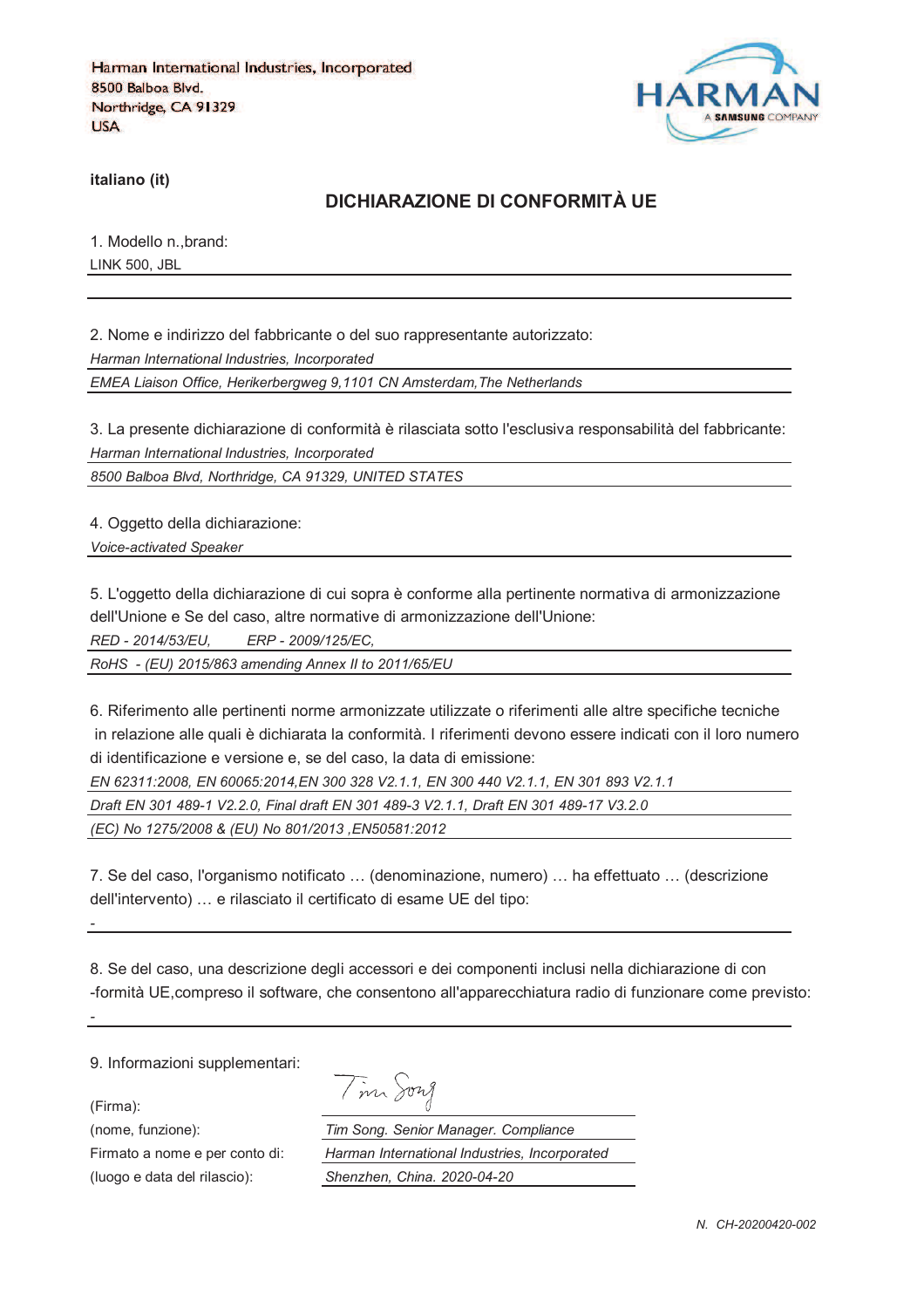Harman International Industries, Incorporated
8500 Balboa Blvd.
Northridge, CA 91329
USA

HARMAN
A SAMSUNG COMPANY

**italiano (it)**

## DICHIARAZIONE DI CONFORMITÀ UE

1. Modello n.,brand:

LINK 500, JBL

2. Nome e indirizzo del fabbricante o del suo rappresentante autorizzato:

*Harman International Industries, Incorporated*

*EMEA Liaison Office, Herikerbergweg 9,1101 CN Amsterdam,The Netherlands*

3. La presente dichiarazione di conformità è rilasciata sotto l'esclusiva responsabilità del fabbricante:

*Harman International Industries, Incorporated*

*8500 Balboa Blvd, Northridge, CA 91329, UNITED STATES*

4. Oggetto della dichiarazione:

*Voice-activated Speaker*

5. L'oggetto della dichiarazione di cui sopra è conforme alla pertinente normativa di armonizzazione dell'Unione e Se del caso, altre normative di armonizzazione dell'Unione:

*RED - 2014/53/EU,  ERP - 2009/125/EC,*

*RoHS - (EU) 2015/863 amending Annex II to 2011/65/EU*

6. Riferimento alle pertinenti norme armonizzate utilizzate o riferimenti alle altre specifiche tecniche in relazione alle quali è dichiarata la conformità. I riferimenti devono essere indicati con il loro numero di identificazione e versione e, se del caso, la data di emissione:

*EN 62311:2008, EN 60065:2014,EN 300 328 V2.1.1, EN 300 440 V2.1.1, EN 301 893 V2.1.1*

*Draft EN 301 489-1 V2.2.0, Final draft EN 301 489-3 V2.1.1, Draft EN 301 489-17 V3.2.0*

*(EC) No 1275/2008 & (EU) No 801/2013 ,EN50581:2012*

7. Se del caso, l'organismo notificato … (denominazione, numero) … ha effettuato … (descrizione dell'intervento) … e rilasciato il certificato di esame UE del tipo:

-

8. Se del caso, una descrizione degli accessori e dei componenti inclusi nella dichiarazione di con -formità UE,compreso il software, che consentono all'apparecchiatura radio di funzionare come previsto:

-

9. Informazioni supplementari:

(Firma):

(nome, funzione): *Tim Song. Senior Manager. Compliance*

Firmato a nome e per conto di: *Harman International Industries, Incorporated*

(luogo e data del rilascio): *Shenzhen, China. 2020-04-20*

*N. CH-20200420-002*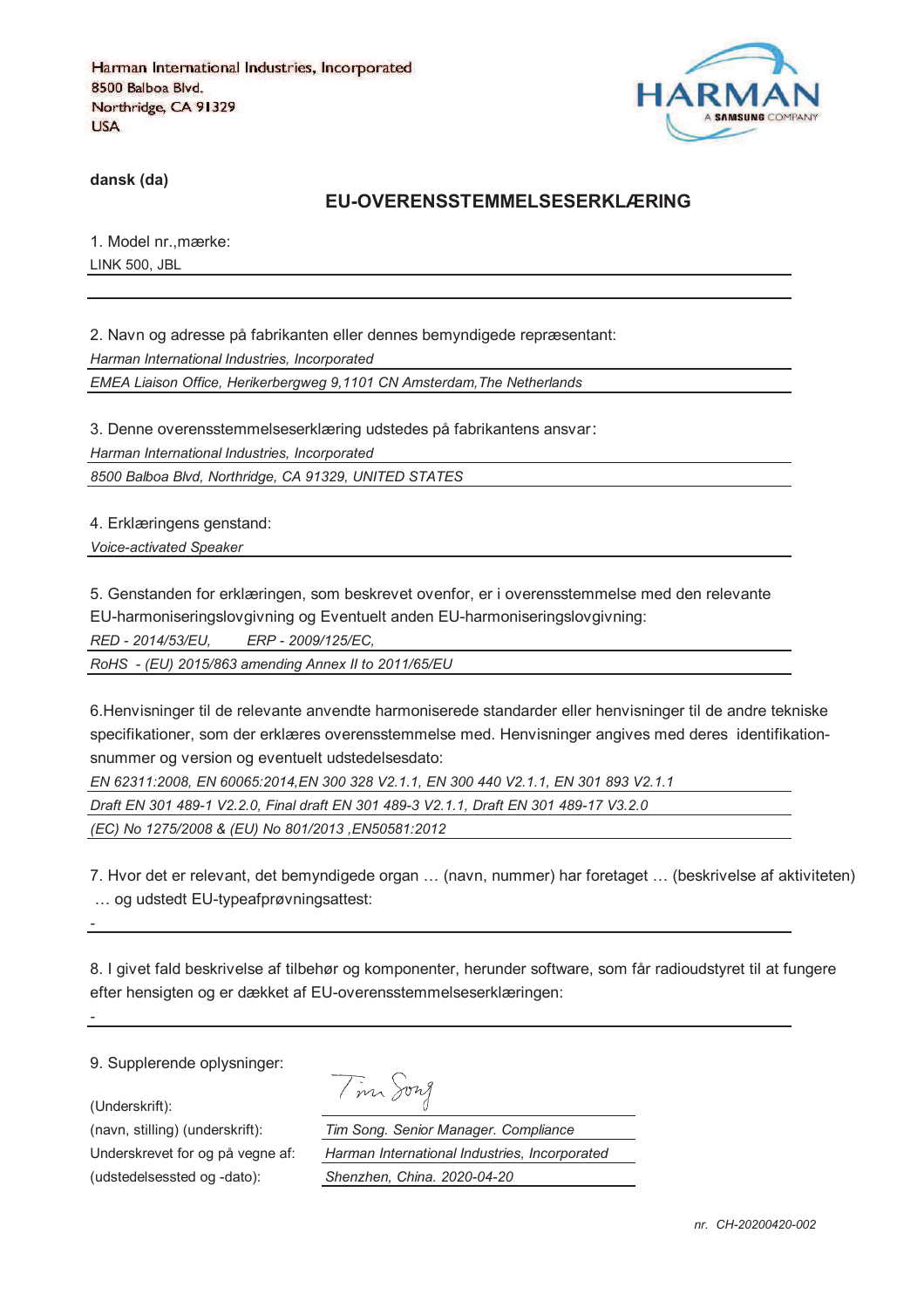Harman International Industries, Incorporated
8500 Balboa Blvd.
Northridge, CA 91329
USA

HARMAN
A SAMSUNG COMPANY

**dansk (da)**

## EU-OVERENSSTEMMELSESERKLÆRING

1. Model nr.,mærke:

LINK 500, JBL

2. Navn og adresse på fabrikanten eller dennes bemyndigede repræsentant:

*Harman International Industries, Incorporated*

*EMEA Liaison Office, Herikerbergweg 9,1101 CN Amsterdam,The Netherlands*

3. Denne overensstemmelseserklæring udstedes på fabrikantens ansvar:

*Harman International Industries, Incorporated*

*8500 Balboa Blvd, Northridge, CA 91329, UNITED STATES*

4. Erklæringens genstand:

*Voice-activated Speaker*

5. Genstanden for erklæringen, som beskrevet ovenfor, er i overensstemmelse med den relevante EU-harmoniseringslovgivning og Eventuelt anden EU-harmoniseringslovgivning:

*RED - 2014/53/EU,        ERP - 2009/125/EC,*

*RoHS - (EU) 2015/863 amending Annex II to 2011/65/EU*

6.Henvisninger til de relevante anvendte harmoniserede standarder eller henvisninger til de andre tekniske specifikationer, som der erklæres overensstemmelse med. Henvisninger angives med deres identifikation-snummer og version og eventuelt udstedelsesdato:

*EN 62311:2008, EN 60065:2014,EN 300 328 V2.1.1, EN 300 440 V2.1.1, EN 301 893 V2.1.1*

*Draft EN 301 489-1 V2.2.0, Final draft EN 301 489-3 V2.1.1, Draft EN 301 489-17 V3.2.0*

*(EC) No 1275/2008 & (EU) No 801/2013 ,EN50581:2012*

7. Hvor det er relevant, det bemyndigede organ … (navn, nummer) har foretaget … (beskrivelse af aktiviteten) … og udstedt EU-typeafprøvningsattest:

-

8. I givet fald beskrivelse af tilbehør og komponenter, herunder software, som får radioudstyret til at fungere efter hensigten og er dækket af EU-overensstemmelseserklæringen:

-

9. Supplerende oplysninger:

(Underskrift): Tim Song

(navn, stilling) (underskrift): *Tim Song. Senior Manager. Compliance*

Underskrevet for og på vegne af: *Harman International Industries, Incorporated*

(udstedelsessted og -dato): *Shenzhen, China. 2020-04-20*

*nr. CH-20200420-002*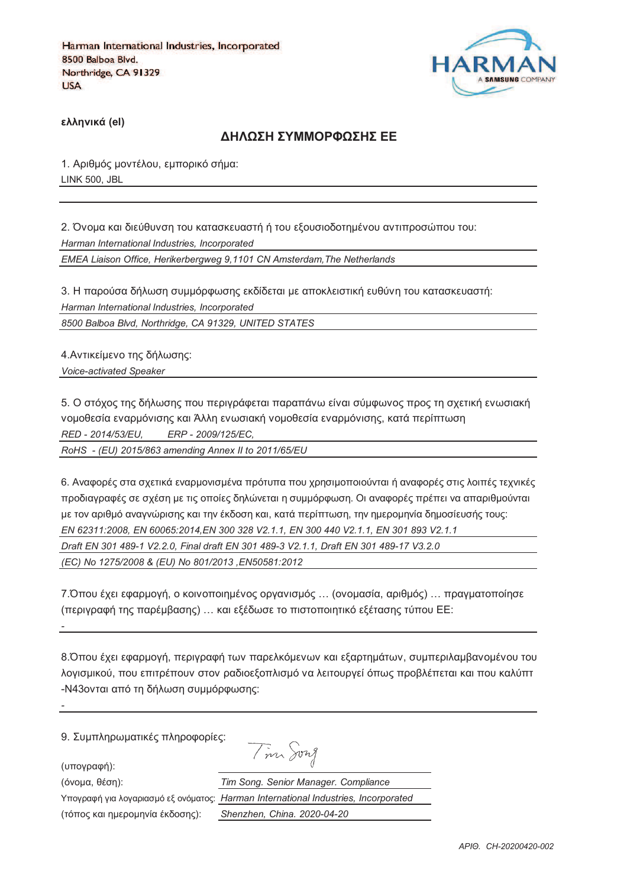Harman International Industries, Incorporated
8500 Balboa Blvd.
Northridge, CA 91329
USA

HARMAN
A SAMSUNG COMPANY

**ελληνικά (el)**

## ΔΗΛΩΣΗ ΣΥΜΜΟΡΦΩΣΗΣ ΕΕ

1. Αριθμός μοντέλου, εμπορικό σήμα:

LINK 500, JBL

2. Όνομα και διεύθυνση του κατασκευαστή ή του εξουσιοδοτημένου αντιπροσώπου του:

*Harman International Industries, Incorporated*

*EMEA Liaison Office, Herikerbergweg 9,1101 CN Amsterdam,The Netherlands*

3. Η παρούσα δήλωση συμμόρφωσης εκδίδεται με αποκλειστική ευθύνη του κατασκευαστή:

*Harman International Industries, Incorporated*

*8500 Balboa Blvd, Northridge, CA 91329, UNITED STATES*

4.Αντικείμενο της δήλωσης:

*Voice-activated Speaker*

5. Ο στόχος της δήλωσης που περιγράφεται παραπάνω είναι σύμφωνος προς τη σχετική ενωσιακή νομοθεσία εναρμόνισης και Άλλη ενωσιακή νομοθεσία εναρμόνισης, κατά περίπτωση

*RED - 2014/53/EU, ERP - 2009/125/EC,*

*RoHS - (EU) 2015/863 amending Annex II to 2011/65/EU*

6. Αναφορές στα σχετικά εναρμονισμένα πρότυπα που χρησιμοποιούνται ή αναφορές στις λοιπές τεχνικές προδιαγραφές σε σχέση με τις οποίες δηλώνεται η συμμόρφωση. Οι αναφορές πρέπει να απαριθμούνται με τον αριθμό αναγνώρισης και την έκδοση και, κατά περίπτωση, την ημερομηνία δημοσίευσής τους:

*EN 62311:2008, EN 60065:2014,EN 300 328 V2.1.1, EN 300 440 V2.1.1, EN 301 893 V2.1.1*

*Draft EN 301 489-1 V2.2.0, Final draft EN 301 489-3 V2.1.1, Draft EN 301 489-17 V3.2.0*

*(EC) No 1275/2008 & (EU) No 801/2013 ,EN50581:2012*

7.Όπου έχει εφαρμογή, ο κοινοποιημένος οργανισμός … (ονομασία, αριθμός) … πραγματοποίησε (περιγραφή της παρέμβασης) … και εξέδωσε το πιστοποιητικό εξέτασης τύπου ΕΕ:

-

8.Όπου έχει εφαρμογή, περιγραφή των παρελκόμενων και εξαρτημάτων, συμπεριλαμβανομένου του λογισμικού, που επιτρέπουν στον ραδιοεξοπλισμό να λειτουργεί όπως προβλέπεται και που καλύπτ -N43ονται από τη δήλωση συμμόρφωσης:

-

9. Συμπληρωματικές πληροφορίες:

(υπογραφή): Tim Song

(όνομα, θέση): *Tim Song. Senior Manager. Compliance*

Υπογραφή για λογαριασμό εξ ονόματος: *Harman International Industries, Incorporated*

(τόπος και ημερομηνία έκδοσης): *Shenzhen, China. 2020-04-20*

*ΑΡΙΘ. CH-20200420-002*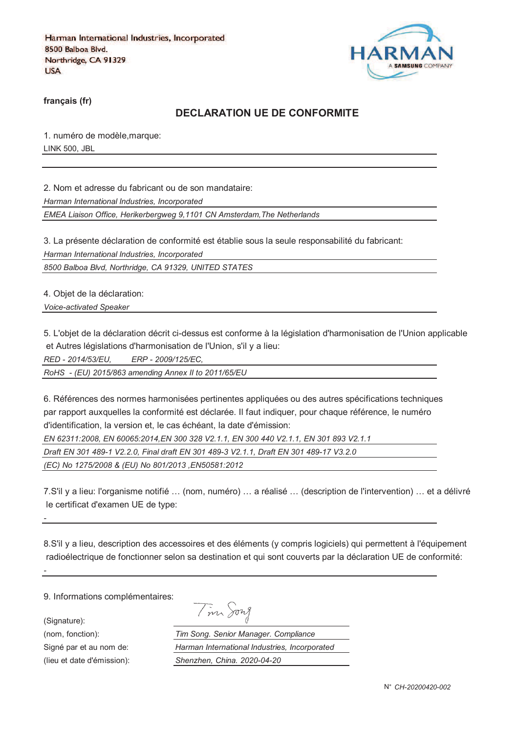Harman International Industries, Incorporated
8500 Balboa Blvd.
Northridge, CA 91329
USA

HARMAN
A SAMSUNG COMPANY

**français (fr)**

## DECLARATION UE DE CONFORMITE

1. numéro de modèle,marque:

LINK 500, JBL

2. Nom et adresse du fabricant ou de son mandataire:

*Harman International Industries, Incorporated*

*EMEA Liaison Office, Herikerbergweg 9,1101 CN Amsterdam,The Netherlands*

3. La présente déclaration de conformité est établie sous la seule responsabilité du fabricant:

*Harman International Industries, Incorporated*

*8500 Balboa Blvd, Northridge, CA 91329, UNITED STATES*

4. Objet de la déclaration:

*Voice-activated Speaker*

5. L'objet de la déclaration décrit ci-dessus est conforme à la législation d'harmonisation de l'Union applicable et Autres législations d'harmonisation de l'Union, s'il y a lieu:

*RED - 2014/53/EU, ERP - 2009/125/EC,*

*RoHS - (EU) 2015/863 amending Annex II to 2011/65/EU*

6. Références des normes harmonisées pertinentes appliquées ou des autres spécifications techniques par rapport auxquelles la conformité est déclarée. Il faut indiquer, pour chaque référence, le numéro d'identification, la version et, le cas échéant, la date d'émission:

*EN 62311:2008, EN 60065:2014,EN 300 328 V2.1.1, EN 300 440 V2.1.1, EN 301 893 V2.1.1*

*Draft EN 301 489-1 V2.2.0, Final draft EN 301 489-3 V2.1.1, Draft EN 301 489-17 V3.2.0*

*(EC) No 1275/2008 & (EU) No 801/2013 ,EN50581:2012*

7.S'il y a lieu: l'organisme notifié … (nom, numéro) … a réalisé … (description de l'intervention) … et a délivré le certificat d'examen UE de type:

-

8.S'il y a lieu, description des accessoires et des éléments (y compris logiciels) qui permettent à l'équipement radioélectrique de fonctionner selon sa destination et qui sont couverts par la déclaration UE de conformité:

-

9. Informations complémentaires:

(Signature): Tim Song

(nom, fonction): *Tim Song. Senior Manager. Compliance*

Signé par et au nom de: *Harman International Industries, Incorporated*

(lieu et date d'émission): *Shenzhen, China. 2020-04-20*

N° *CH-20200420-002*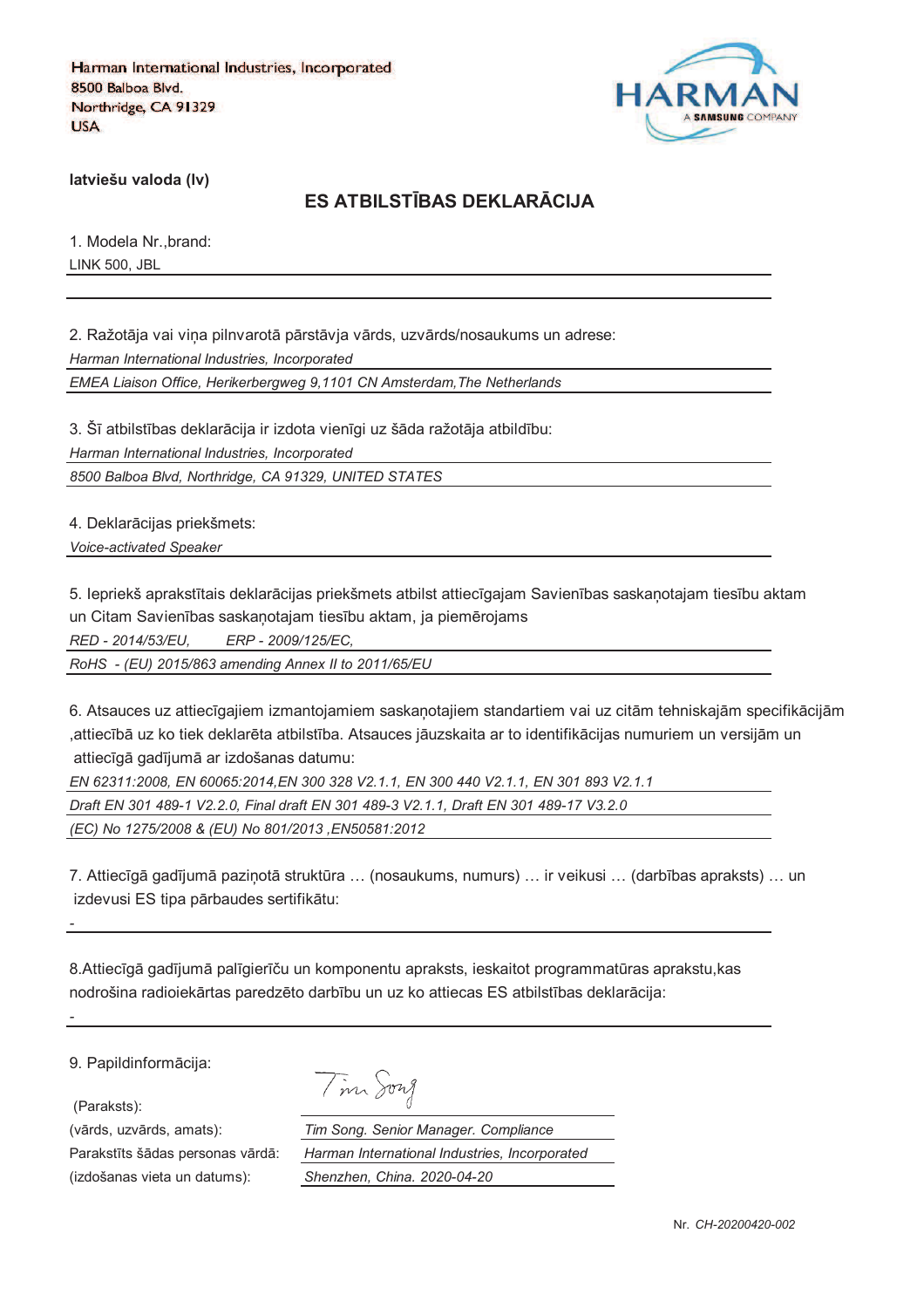Harman International Industries, Incorporated
8500 Balboa Blvd.
Northridge, CA 91329
USA

HARMAN
A SAMSUNG COMPANY

**latviešu valoda (lv)**

## ES ATBILSTĪBAS DEKLARĀCIJA

1. Modela Nr.,brand:

LINK 500, JBL

2. Ražotāja vai viņa pilnvarotā pārstāvja vārds, uzvārds/nosaukums un adrese:

*Harman International Industries, Incorporated*

*EMEA Liaison Office, Herikerbergweg 9,1101 CN Amsterdam,The Netherlands*

3. Šī atbilstības deklarācija ir izdota vienīgi uz šāda ražotāja atbildību:

*Harman International Industries, Incorporated*

*8500 Balboa Blvd, Northridge, CA 91329, UNITED STATES*

4. Deklarācijas priekšmets:

*Voice-activated Speaker*

5. Iepriekš aprakstītais deklarācijas priekšmets atbilst attiecīgajam Savienības saskaņotajam tiesību aktam un Citam Savienības saskaņotajam tiesību aktam, ja piemērojams

*RED - 2014/53/EU, ERP - 2009/125/EC,*

*RoHS - (EU) 2015/863 amending Annex II to 2011/65/EU*

6. Atsauces uz attiecīgajiem izmantojamiem saskaņotajiem standartiem vai uz citām tehniskajām specifikācijām ,attiecībā uz ko tiek deklarēta atbilstība. Atsauces jāuzskaita ar to identifikācijas numuriem un versijām un attiecīgā gadījumā ar izdošanas datumu:

*EN 62311:2008, EN 60065:2014,EN 300 328 V2.1.1, EN 300 440 V2.1.1, EN 301 893 V2.1.1*

*Draft EN 301 489-1 V2.2.0, Final draft EN 301 489-3 V2.1.1, Draft EN 301 489-17 V3.2.0*

*(EC) No 1275/2008 & (EU) No 801/2013 ,EN50581:2012*

7. Attiecīgā gadījumā paziņotā struktūra … (nosaukums, numurs) … ir veikusi … (darbības apraksts) … un izdevusi ES tipa pārbaudes sertifikātu:

-

8.Attiecīgā gadījumā palīgierīču un komponentu apraksts, ieskaitot programmatūras aprakstu,kas nodrošina radioiekārtas paredzēto darbību un uz ko attiecas ES atbilstības deklarācija:

-

9. Papildinformācija:

| | |
|---|---|
| (Paraksts): | *Tim Song* |
| (vārds, uzvārds, amats): | *Tim Song. Senior Manager. Compliance* |
| Parakstīts šādas personas vārdā: | *Harman International Industries, Incorporated* |
| (izdošanas vieta un datums): | *Shenzhen, China. 2020-04-20* |

Nr. *CH-20200420-002*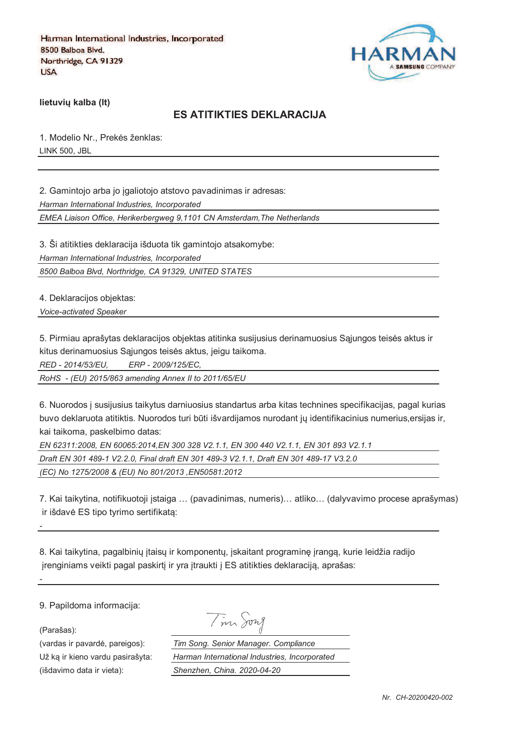Harman International Industries, Incorporated
8500 Balboa Blvd.
Northridge, CA 91329
USA

HARMAN
A SAMSUNG COMPANY

**lietuvių kalba (lt)**

## ES ATITIKTIES DEKLARACIJA

1. Modelio Nr., Prekės ženklas:

LINK 500, JBL

2. Gamintojo arba jo įgaliotojo atstovo pavadinimas ir adresas:

*Harman International Industries, Incorporated*

*EMEA Liaison Office, Herikerbergweg 9,1101 CN Amsterdam,The Netherlands*

3. Ši atitikties deklaracija išduota tik gamintojo atsakomybe:

*Harman International Industries, Incorporated*

*8500 Balboa Blvd, Northridge, CA 91329, UNITED STATES*

4. Deklaracijos objektas:

*Voice-activated Speaker*

5. Pirmiau aprašytas deklaracijos objektas atitinka susijusius derinamuosius Sąjungos teisės aktus ir kitus derinamuosius Sąjungos teisės aktus, jeigu taikoma.

*RED - 2014/53/EU,  ERP - 2009/125/EC,*

*RoHS - (EU) 2015/863 amending Annex II to 2011/65/EU*

6. Nuorodos į susijusius taikytus darniuosius standartus arba kitas technines specifikacijas, pagal kurias buvo deklaruota atitiktis. Nuorodos turi būti išvardijamos nurodant jų identifikacinius numerius,ersijas ir, kai taikoma, paskelbimo datas:

*EN 62311:2008, EN 60065:2014,EN 300 328 V2.1.1, EN 300 440 V2.1.1, EN 301 893 V2.1.1*

*Draft EN 301 489-1 V2.2.0, Final draft EN 301 489-3 V2.1.1, Draft EN 301 489-17 V3.2.0*

*(EC) No 1275/2008 & (EU) No 801/2013 ,EN50581:2012*

7. Kai taikytina, notifikuotoji įstaiga … (pavadinimas, numeris)… atliko… (dalyvavimo procese aprašymas) ir išdavė ES tipo tyrimo sertifikatą:

-

8. Kai taikytina, pagalbinių įtaisų ir komponentų, įskaitant programinę įrangą, kurie leidžia radijo įrenginiams veikti pagal paskirtį ir yra įtraukti į ES atitikties deklaraciją, aprašas:

-

9. Papildoma informacija:

(Parašas): Tim Song

(vardas ir pavardė, pareigos): *Tim Song. Senior Manager. Compliance*

Už ką ir kieno vardu pasirašyta: *Harman International Industries, Incorporated*

(išdavimo data ir vieta): *Shenzhen, China. 2020-04-20*

*Nr. CH-20200420-002*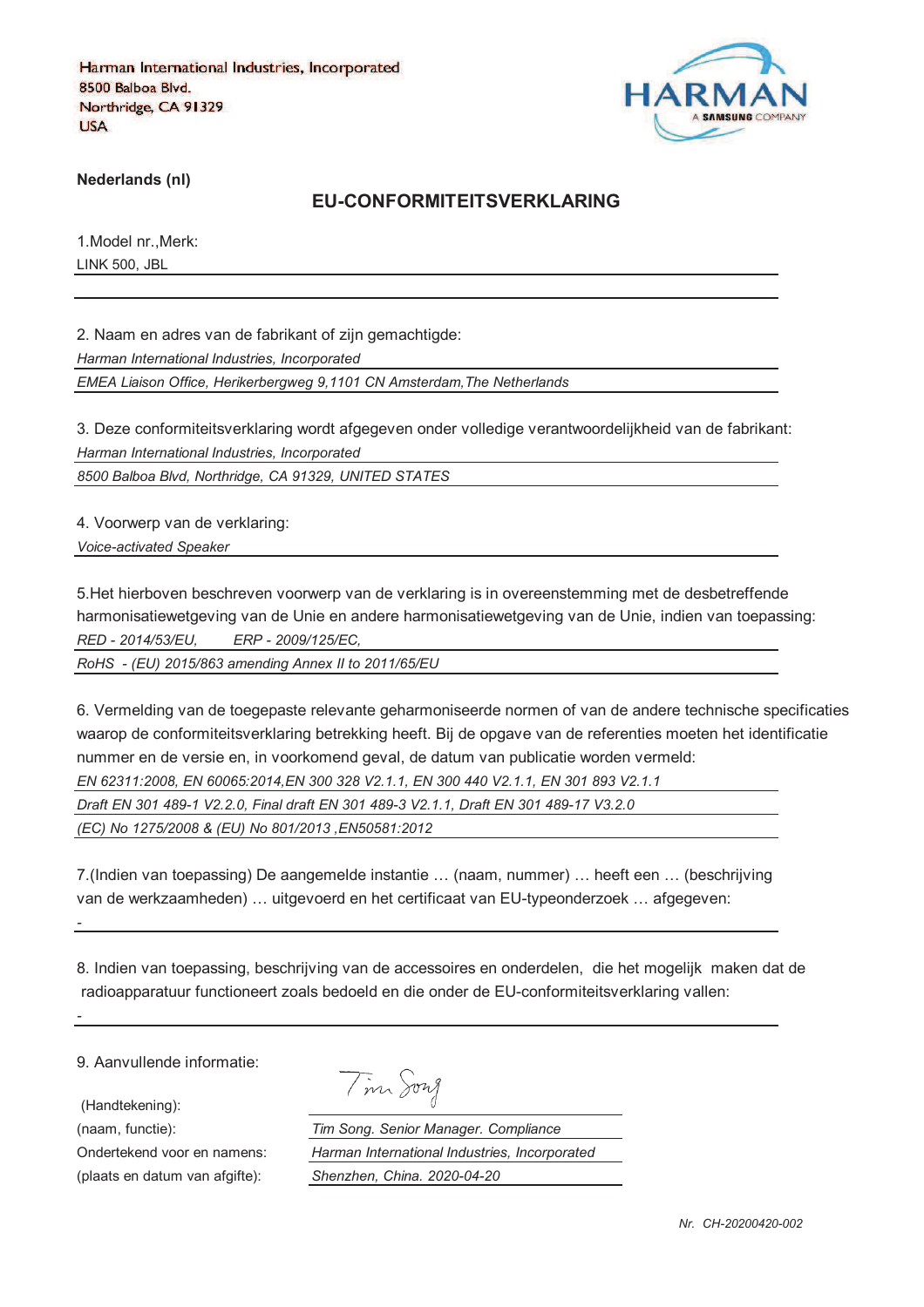Harman International Industries, Incorporated
8500 Balboa Blvd.
Northridge, CA 91329
USA

HARMAN
A SAMSUNG COMPANY

**Nederlands (nl)**

## EU-CONFORMITEITSVERKLARING

1.Model nr.,Merk:

LINK 500, JBL

2. Naam en adres van de fabrikant of zijn gemachtigde:

*Harman International Industries, Incorporated*

*EMEA Liaison Office, Herikerbergweg 9,1101 CN Amsterdam,The Netherlands*

3. Deze conformiteitsverklaring wordt afgegeven onder volledige verantwoordelijkheid van de fabrikant:

*Harman International Industries, Incorporated*

*8500 Balboa Blvd, Northridge, CA 91329, UNITED STATES*

4. Voorwerp van de verklaring:

*Voice-activated Speaker*

5.Het hierboven beschreven voorwerp van de verklaring is in overeenstemming met de desbetreffende harmonisatiewetgeving van de Unie en andere harmonisatiewetgeving van de Unie, indien van toepassing:

*RED - 2014/53/EU,     ERP - 2009/125/EC,*

*RoHS - (EU) 2015/863 amending Annex II to 2011/65/EU*

6. Vermelding van de toegepaste relevante geharmoniseerde normen of van de andere technische specificaties waarop de conformiteitsverklaring betrekking heeft. Bij de opgave van de referenties moeten het identificatie nummer en de versie en, in voorkomend geval, de datum van publicatie worden vermeld:

*EN 62311:2008, EN 60065:2014,EN 300 328 V2.1.1, EN 300 440 V2.1.1, EN 301 893 V2.1.1*

*Draft EN 301 489-1 V2.2.0, Final draft EN 301 489-3 V2.1.1, Draft EN 301 489-17 V3.2.0*

*(EC) No 1275/2008 & (EU) No 801/2013 ,EN50581:2012*

7.(Indien van toepassing) De aangemelde instantie … (naam, nummer) … heeft een … (beschrijving van de werkzaamheden) … uitgevoerd en het certificaat van EU-typeonderzoek … afgegeven:

-

8. Indien van toepassing, beschrijving van de accessoires en onderdelen, die het mogelijk maken dat de radioapparatuur functioneert zoals bedoeld en die onder de EU-conformiteitsverklaring vallen:

-

9. Aanvullende informatie:

(Handtekening): Tim Song

(naam, functie): *Tim Song. Senior Manager. Compliance*

Ondertekend voor en namens: *Harman International Industries, Incorporated*

(plaats en datum van afgifte): *Shenzhen, China. 2020-04-20*

*Nr. CH-20200420-002*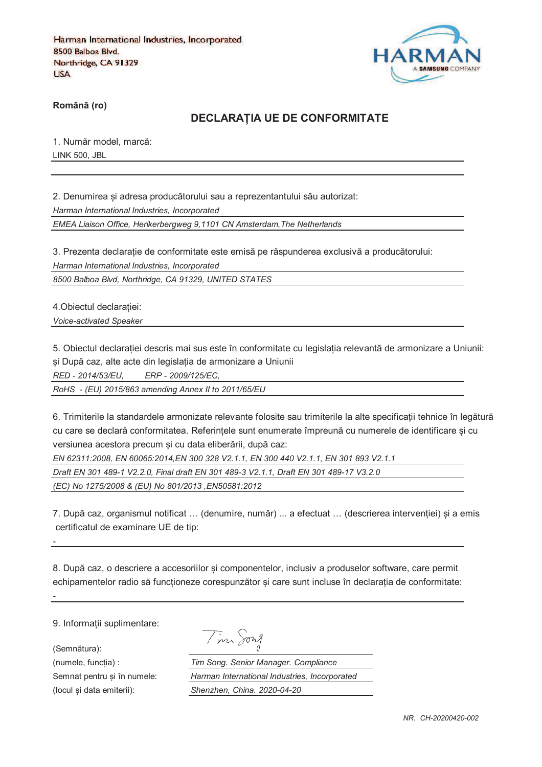Harman International Industries, Incorporated
8500 Balboa Blvd.
Northridge, CA 91329
USA

HARMAN
A SAMSUNG COMPANY

**Română (ro)**

## DECLARAȚIA UE DE CONFORMITATE

1. Număr model, marcă:

LINK 500, JBL

2. Denumirea și adresa producătorului sau a reprezentantului său autorizat:

*Harman International Industries, Incorporated*

*EMEA Liaison Office, Herikerbergweg 9,1101 CN Amsterdam,The Netherlands*

3. Prezenta declarație de conformitate este emisă pe răspunderea exclusivă a producătorului:

*Harman International Industries, Incorporated*

*8500 Balboa Blvd, Northridge, CA 91329, UNITED STATES*

4.Obiectul declarației:

*Voice-activated Speaker*

5. Obiectul declarației descris mai sus este în conformitate cu legislația relevantă de armonizare a Uniunii: și După caz, alte acte din legislația de armonizare a Uniunii

*RED - 2014/53/EU, ERP - 2009/125/EC,*

*RoHS - (EU) 2015/863 amending Annex II to 2011/65/EU*

6. Trimiterile la standardele armonizate relevante folosite sau trimiterile la alte specificații tehnice în legătură cu care se declară conformitatea. Referințele sunt enumerate împreună cu numerele de identificare și cu versiunea acestora precum și cu data eliberării, după caz:

*EN 62311:2008, EN 60065:2014,EN 300 328 V2.1.1, EN 300 440 V2.1.1, EN 301 893 V2.1.1*

*Draft EN 301 489-1 V2.2.0, Final draft EN 301 489-3 V2.1.1, Draft EN 301 489-17 V3.2.0*

*(EC) No 1275/2008 & (EU) No 801/2013 ,EN50581:2012*

7. După caz, organismul notificat … (denumire, număr) ... a efectuat … (descrierea intervenției) și a emis certificatul de examinare UE de tip:

-

8. După caz, o descriere a accesoriilor și componentelor, inclusiv a produselor software, care permit echipamentelor radio să funcționeze corespunzător și care sunt incluse în declarația de conformitate:

-

9. Informații suplimentare:

(Semnătura):

(numele, funcția) : *Tim Song. Senior Manager. Compliance*

Semnat pentru și în numele: *Harman International Industries, Incorporated*

(locul și data emiterii): *Shenzhen, China. 2020-04-20*

*NR. CH-20200420-002*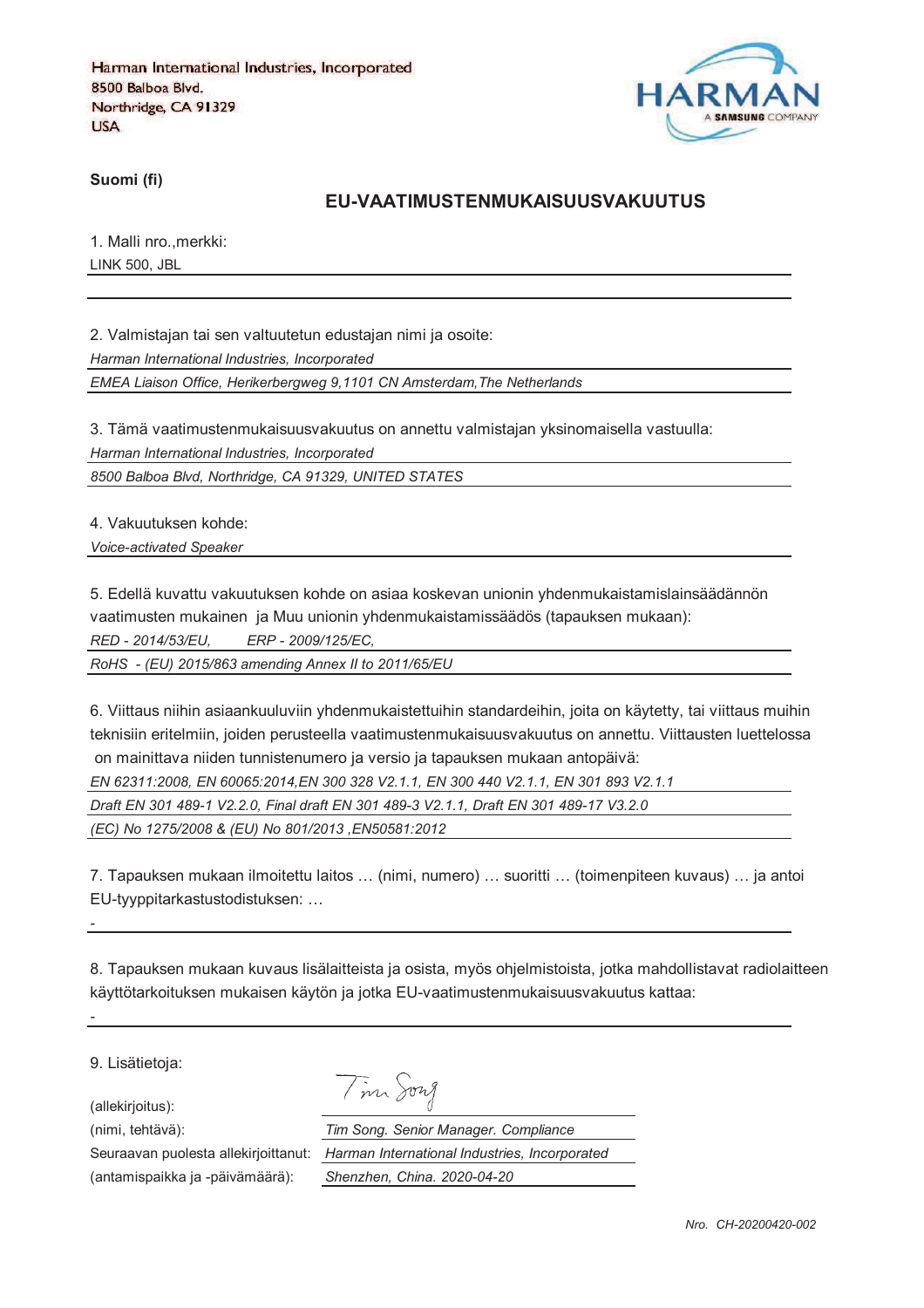Harman International Industries, Incorporated
8500 Balboa Blvd.
Northridge, CA 91329
USA

HARMAN
A SAMSUNG COMPANY

**Suomi (fi)**

## EU-VAATIMUSTENMUKAISUUSVAKUUTUS

1. Malli nro.,merkki:

LINK 500, JBL

2. Valmistajan tai sen valtuutetun edustajan nimi ja osoite:

*Harman International Industries, Incorporated*

*EMEA Liaison Office, Herikerbergweg 9,1101 CN Amsterdam,The Netherlands*

3. Tämä vaatimustenmukaisuusvakuutus on annettu valmistajan yksinomaisella vastuulla:

*Harman International Industries, Incorporated*

*8500 Balboa Blvd, Northridge, CA 91329, UNITED STATES*

4. Vakuutuksen kohde:

*Voice-activated Speaker*

5. Edellä kuvattu vakuutuksen kohde on asiaa koskevan unionin yhdenmukaistamislainsäädännön vaatimusten mukainen ja Muu unionin yhdenmukaistamissäädös (tapauksen mukaan):

*RED - 2014/53/EU, ERP - 2009/125/EC,*

*RoHS - (EU) 2015/863 amending Annex II to 2011/65/EU*

6. Viittaus niihin asiaankuuluviin yhdenmukaistettuihin standardeihin, joita on käytetty, tai viittaus muihin teknisiin eritelmiin, joiden perusteella vaatimustenmukaisuusvakuutus on annettu. Viittausten luettelossa on mainittava niiden tunnistenumero ja versio ja tapauksen mukaan antopäivä:

*EN 62311:2008, EN 60065:2014,EN 300 328 V2.1.1, EN 300 440 V2.1.1, EN 301 893 V2.1.1*

*Draft EN 301 489-1 V2.2.0, Final draft EN 301 489-3 V2.1.1, Draft EN 301 489-17 V3.2.0*

*(EC) No 1275/2008 & (EU) No 801/2013 ,EN50581:2012*

7. Tapauksen mukaan ilmoitettu laitos … (nimi, numero) … suoritti … (toimenpiteen kuvaus) … ja antoi EU-tyyppitarkastustodistuksen: …

-

8. Tapauksen mukaan kuvaus lisälaitteista ja osista, myös ohjelmistoista, jotka mahdollistavat radiolaitteen käyttötarkoituksen mukaisen käytön ja jotka EU-vaatimustenmukaisuusvakuutus kattaa:

-

9. Lisätietoja:

(allekirjoitus): Tim Song

(nimi, tehtävä): *Tim Song. Senior Manager. Compliance*

Seuraavan puolesta allekirjoittanut: *Harman International Industries, Incorporated*

(antamispaikka ja -päivämäärä): *Shenzhen, China. 2020-04-20*

*Nro. CH-20200420-002*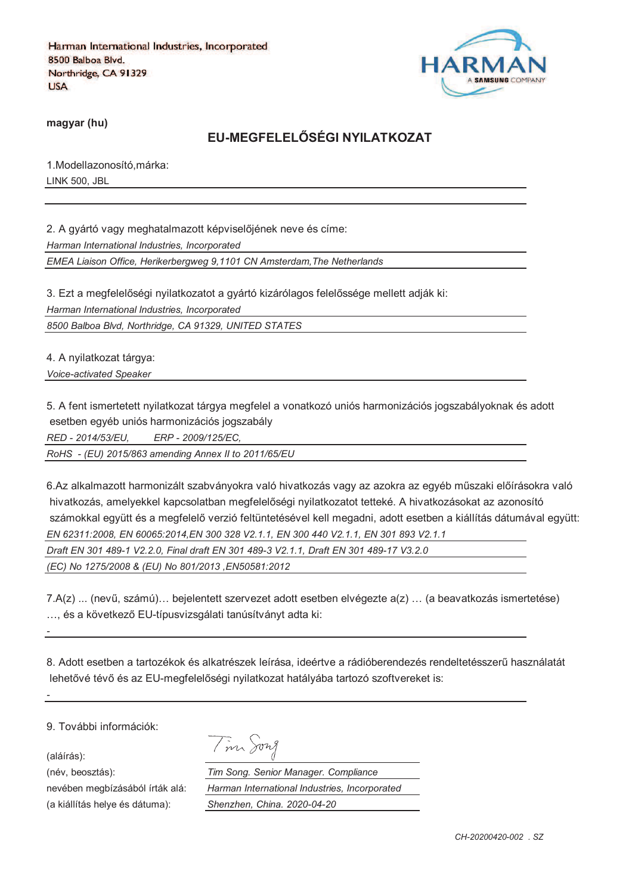Harman International Industries, Incorporated
8500 Balboa Blvd.
Northridge, CA 91329
USA

HARMAN
A SAMSUNG COMPANY

**magyar (hu)**

## EU-MEGFELELŐSÉGI NYILATKOZAT

1.Modellazonosító,márka:

LINK 500, JBL

2. A gyártó vagy meghatalmazott képviselőjének neve és címe:

*Harman International Industries, Incorporated*

*EMEA Liaison Office, Herikerbergweg 9,1101 CN Amsterdam,The Netherlands*

3. Ezt a megfelelőségi nyilatkozatot a gyártó kizárólagos felelőssége mellett adják ki:

*Harman International Industries, Incorporated*

*8500 Balboa Blvd, Northridge, CA 91329, UNITED STATES*

4. A nyilatkozat tárgya:

*Voice-activated Speaker*

5. A fent ismertetett nyilatkozat tárgya megfelel a vonatkozó uniós harmonizációs jogszabályoknak és adott esetben egyéb uniós harmonizációs jogszabály

*RED - 2014/53/EU, ERP - 2009/125/EC,*

*RoHS - (EU) 2015/863 amending Annex II to 2011/65/EU*

6.Az alkalmazott harmonizált szabványokra való hivatkozás vagy az azokra az egyéb műszaki előírásokra való hivatkozás, amelyekkel kapcsolatban megfelelőségi nyilatkozatot tetteké. A hivatkozásokat az azonosító számokkal együtt és a megfelelő verzió feltüntetésével kell megadni, adott esetben a kiállítás dátumával együtt:

*EN 62311:2008, EN 60065:2014,EN 300 328 V2.1.1, EN 300 440 V2.1.1, EN 301 893 V2.1.1*

*Draft EN 301 489-1 V2.2.0, Final draft EN 301 489-3 V2.1.1, Draft EN 301 489-17 V3.2.0*

*(EC) No 1275/2008 & (EU) No 801/2013 ,EN50581:2012*

7.A(z) ... (nevű, számú)… bejelentett szervezet adott esetben elvégezte a(z) … (a beavatkozás ismertetése) …, és a következő EU-típusvizsgálati tanúsítványt adta ki:

-

8. Adott esetben a tartozékok és alkatrészek leírása, ideértve a rádióberendezés rendeltetésszerű használatát lehetővé tévő és az EU-megfelelőségi nyilatkozat hatályába tartozó szoftvereket is:

-

9. További információk:

(aláírás): Tim Song

(név, beosztás): *Tim Song. Senior Manager. Compliance*

nevében megbízásából írták alá: *Harman International Industries, Incorporated*

(a kiállítás helye és dátuma): *Shenzhen, China. 2020-04-20*

*CH-20200420-002 . SZ*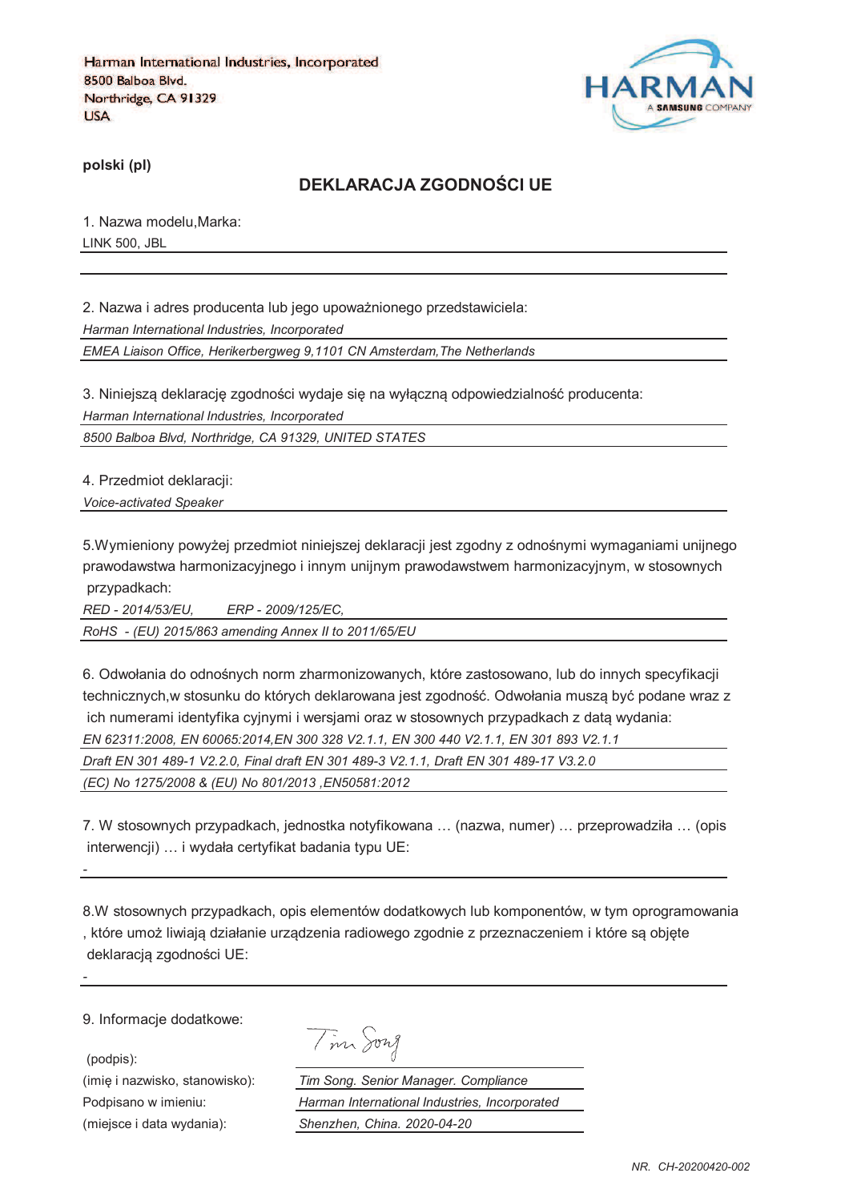Harman International Industries, Incorporated
8500 Balboa Blvd.
Northridge, CA 91329
USA

HARMAN
A SAMSUNG COMPANY

**polski (pl)**

## DEKLARACJA ZGODNOŚCI UE

1. Nazwa modelu,Marka:

LINK 500, JBL

2. Nazwa i adres producenta lub jego upoważnionego przedstawiciela:

*Harman International Industries, Incorporated*

*EMEA Liaison Office, Herikerbergweg 9,1101 CN Amsterdam,The Netherlands*

3. Niniejszą deklarację zgodności wydaje się na wyłączną odpowiedzialność producenta:

*Harman International Industries, Incorporated*

*8500 Balboa Blvd, Northridge, CA 91329, UNITED STATES*

4. Przedmiot deklaracji:

*Voice-activated Speaker*

5.Wymieniony powyżej przedmiot niniejszej deklaracji jest zgodny z odnośnymi wymaganiami unijnego prawodawstwa harmonizacyjnego i innym unijnym prawodawstwem harmonizacyjnym, w stosownych przypadkach:

*RED - 2014/53/EU,* *ERP - 2009/125/EC,*

*RoHS - (EU) 2015/863 amending Annex II to 2011/65/EU*

6. Odwołania do odnośnych norm zharmonizowanych, które zastosowano, lub do innych specyfikacji technicznych,w stosunku do których deklarowana jest zgodność. Odwołania muszą być podane wraz z ich numerami identyfika cyjnymi i wersjami oraz w stosownych przypadkach z datą wydania:

*EN 62311:2008, EN 60065:2014,EN 300 328 V2.1.1, EN 300 440 V2.1.1, EN 301 893 V2.1.1*

*Draft EN 301 489-1 V2.2.0, Final draft EN 301 489-3 V2.1.1, Draft EN 301 489-17 V3.2.0*

*(EC) No 1275/2008 & (EU) No 801/2013 ,EN50581:2012*

7. W stosownych przypadkach, jednostka notyfikowana … (nazwa, numer) … przeprowadziła … (opis interwencji) … i wydała certyfikat badania typu UE:

-

8.W stosownych przypadkach, opis elementów dodatkowych lub komponentów, w tym oprogramowania , które umoż liwiają działanie urządzenia radiowego zgodnie z przeznaczeniem i które są objęte deklaracją zgodności UE:

-

9. Informacje dodatkowe:

(podpis): Tim Song

(imię i nazwisko, stanowisko): *Tim Song. Senior Manager. Compliance*

Podpisano w imieniu: *Harman International Industries, Incorporated*

(miejsce i data wydania): *Shenzhen, China. 2020-04-20*

*NR. CH-20200420-002*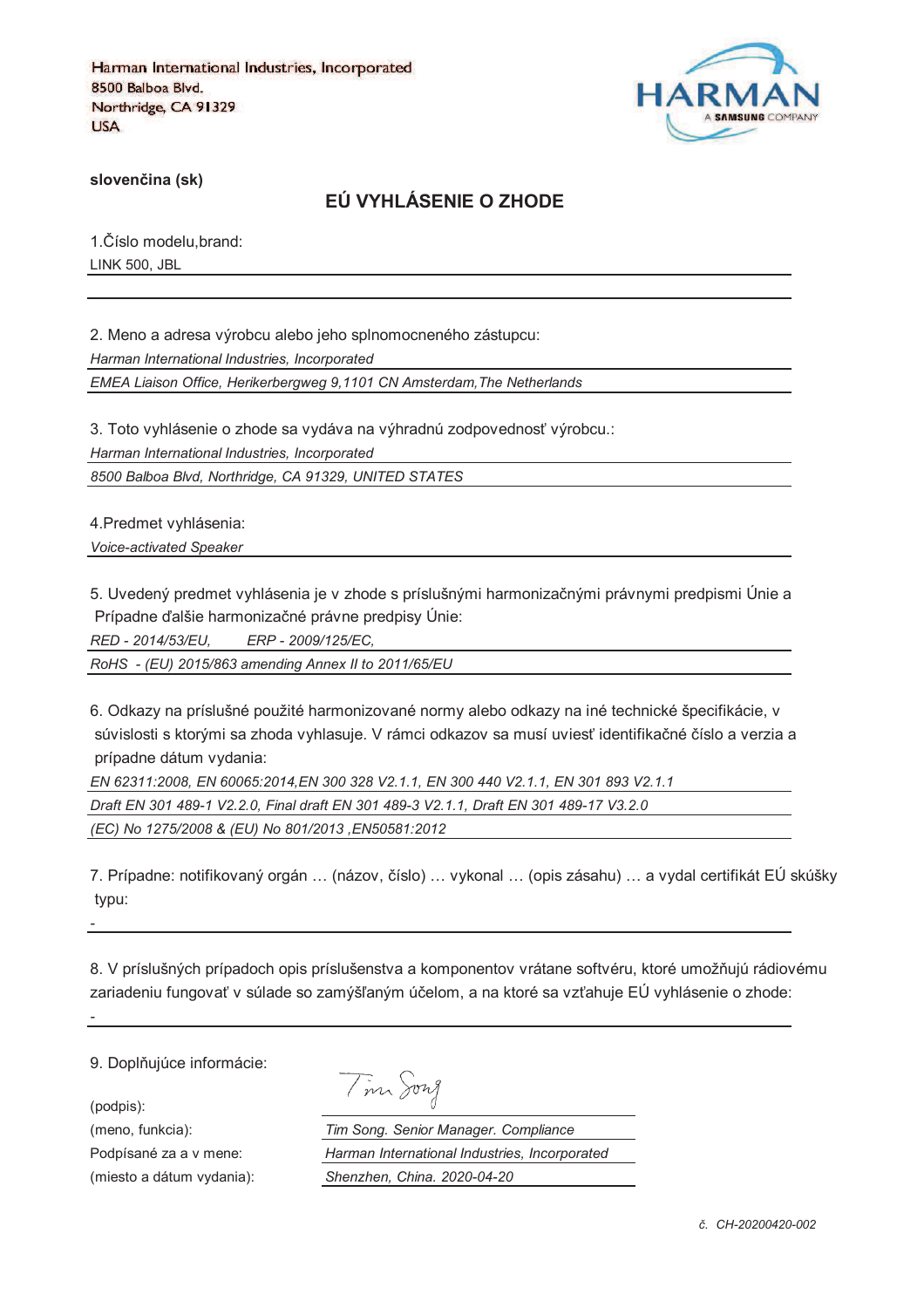Harman International Industries, Incorporated
8500 Balboa Blvd.
Northridge, CA 91329
USA

HARMAN
A SAMSUNG COMPANY

**slovenčina (sk)**

## EÚ VYHLÁSENIE O ZHODE

1.Číslo modelu,brand:
LINK 500, JBL

2. Meno a adresa výrobcu alebo jeho splnomocneného zástupcu:
*Harman International Industries, Incorporated*
*EMEA Liaison Office, Herikerbergweg 9,1101 CN Amsterdam,The Netherlands*

3. Toto vyhlásenie o zhode sa vydáva na výhradnú zodpovednosť výrobcu.:
*Harman International Industries, Incorporated*
*8500 Balboa Blvd, Northridge, CA 91329, UNITED STATES*

4.Predmet vyhlásenia:
*Voice-activated Speaker*

5. Uvedený predmet vyhlásenia je v zhode s príslušnými harmonizačnými právnymi predpismi Únie a Prípadne ďalšie harmonizačné právne predpisy Únie:
*RED - 2014/53/EU, ERP - 2009/125/EC,*
*RoHS - (EU) 2015/863 amending Annex II to 2011/65/EU*

6. Odkazy na príslušné použité harmonizované normy alebo odkazy na iné technické špecifikácie, v súvislosti s ktorými sa zhoda vyhlasuje. V rámci odkazov sa musí uviesť identifikačné číslo a verzia a prípadne dátum vydania:
*EN 62311:2008, EN 60065:2014,EN 300 328 V2.1.1, EN 300 440 V2.1.1, EN 301 893 V2.1.1*
*Draft EN 301 489-1 V2.2.0, Final draft EN 301 489-3 V2.1.1, Draft EN 301 489-17 V3.2.0*
*(EC) No 1275/2008 & (EU) No 801/2013 ,EN50581:2012*

7. Prípadne: notifikovaný orgán … (názov, číslo) … vykonal … (opis zásahu) … a vydal certifikát EÚ skúšky typu:
-

8. V príslušných prípadoch opis príslušenstva a komponentov vrátane softvéru, ktoré umožňujú rádiovému zariadeniu fungovať v súlade so zamýšľaným účelom, a na ktoré sa vzťahuje EÚ vyhlásenie o zhode:
-

9. Doplňujúce informácie:

(podpis): Tim Song
(meno, funkcia): *Tim Song. Senior Manager. Compliance*
Podpísané za a v mene: *Harman International Industries, Incorporated*
(miesto a dátum vydania): *Shenzhen, China. 2020-04-20*

*č. CH-20200420-002*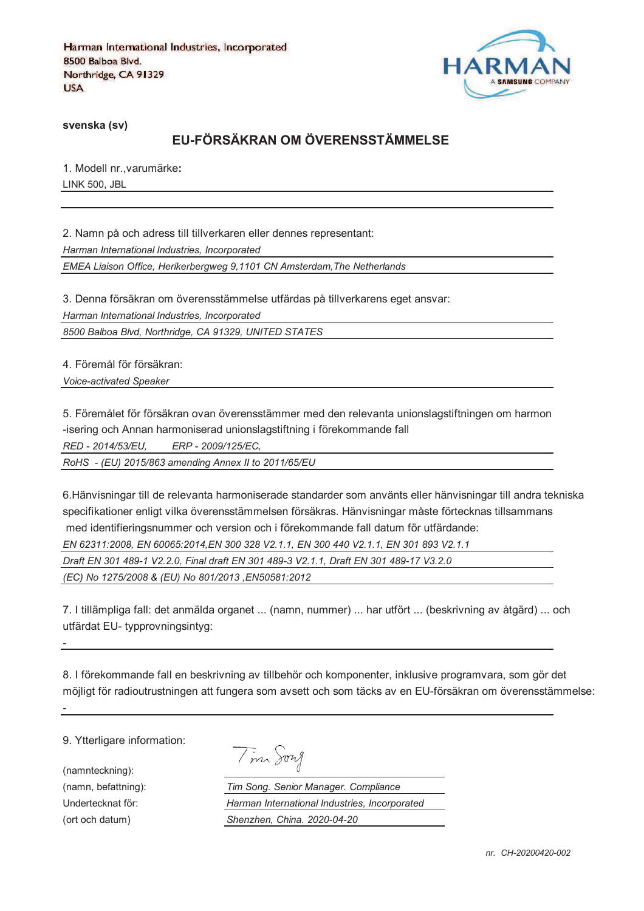Harman International Industries, Incorporated
8500 Balboa Blvd.
Northridge, CA 91329
USA

HARMAN
A SAMSUNG COMPANY

**svenska (sv)**

# EU-FÖRSÄKRAN OM ÖVERENSSTÄMMELSE

1. Modell nr.,varumärke**:**

LINK 500, JBL

2. Namn på och adress till tillverkaren eller dennes representant:

*Harman International Industries, Incorporated*

*EMEA Liaison Office, Herikerbergweg 9,1101 CN Amsterdam,The Netherlands*

3. Denna försäkran om överensstämmelse utfärdas på tillverkarens eget ansvar:

*Harman International Industries, Incorporated*

*8500 Balboa Blvd, Northridge, CA 91329, UNITED STATES*

4. Föremål för försäkran:

*Voice-activated Speaker*

5. Föremålet för försäkran ovan överensstämmer med den relevanta unionslagstiftningen om harmon -isering och Annan harmoniserad unionslagstiftning i förekommande fall

*RED - 2014/53/EU,        ERP - 2009/125/EC,*

*RoHS  - (EU) 2015/863 amending Annex II to 2011/65/EU*

6.Hänvisningar till de relevanta harmoniserade standarder som använts eller hänvisningar till andra tekniska specifikationer enligt vilka överensstämmelsen försäkras. Hänvisningar måste förtecknas tillsammans med identifieringsnummer och version och i förekommande fall datum för utfärdande:

*EN 62311:2008, EN 60065:2014,EN 300 328 V2.1.1, EN 300 440 V2.1.1, EN 301 893 V2.1.1*

*Draft EN 301 489-1 V2.2.0, Final draft EN 301 489-3 V2.1.1, Draft EN 301 489-17 V3.2.0*

*(EC) No 1275/2008 & (EU) No 801/2013 ,EN50581:2012*

7. I tillämpliga fall: det anmälda organet ... (namn, nummer) ... har utfört ... (beskrivning av åtgärd) ... och utfärdat EU- typprovningsintyg:

-

8. I förekommande fall en beskrivning av tillbehör och komponenter, inklusive programvara, som gör det möjligt för radioutrustningen att fungera som avsett och som täcks av en EU-försäkran om överensstämmelse:

-

9. Ytterligare information:

| | |
|---|---|
| (namnteckning): | *Tim Song* |
| (namn, befattning): | *Tim Song. Senior Manager. Compliance* |
| Undertecknat för: | *Harman International Industries, Incorporated* |
| (ort och datum) | *Shenzhen, China. 2020-04-20* |

*nr.  CH-20200420-002*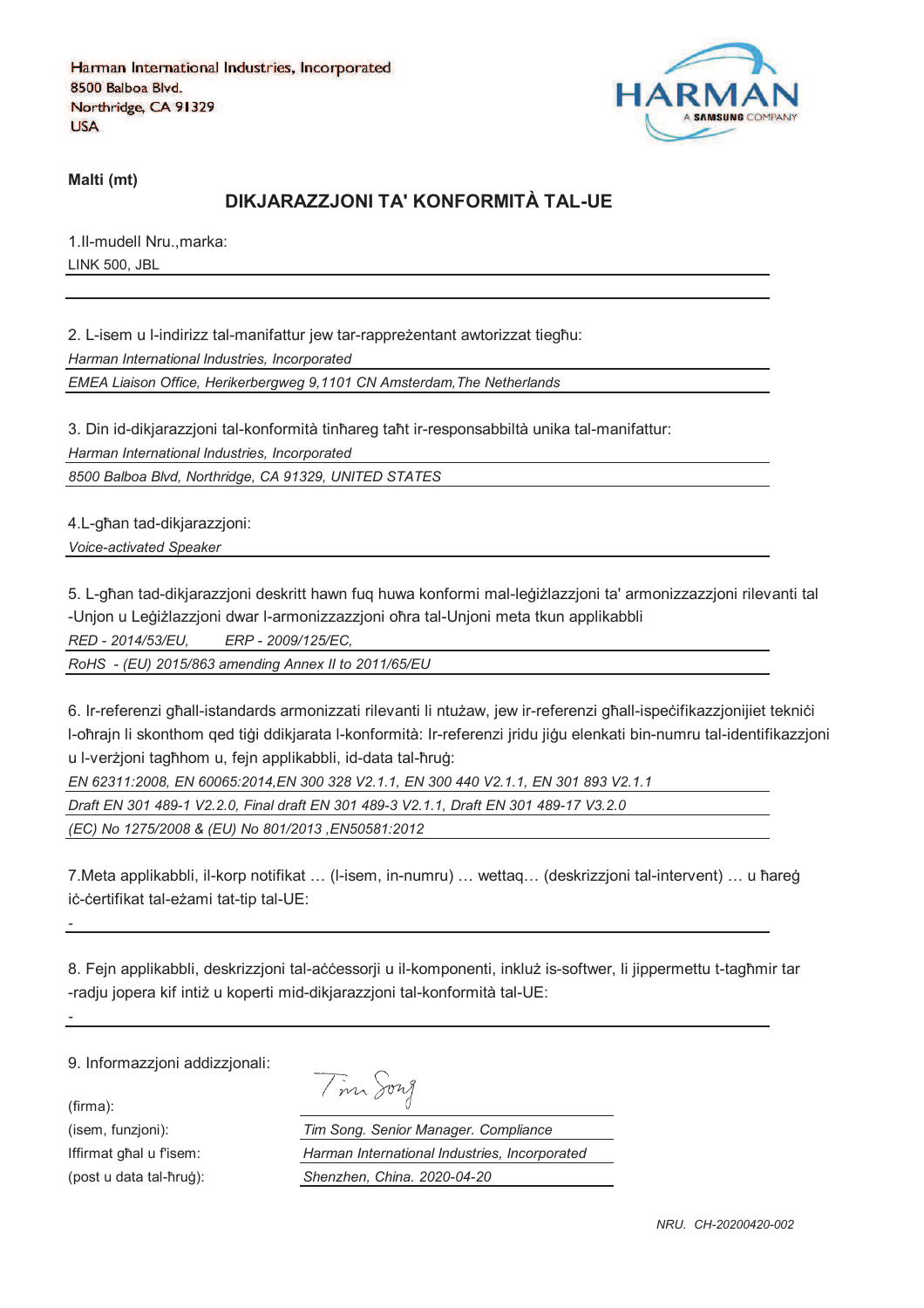Harman International Industries, Incorporated
8500 Balboa Blvd.
Northridge, CA 91329
USA

HARMAN
A SAMSUNG COMPANY

**Malti (mt)**

## DIKJARAZZJONI TA' KONFORMITÀ TAL-UE

1.Il-mudell Nru.,marka:

LINK 500, JBL

2. L-isem u l-indirizz tal-manifattur jew tar-rappreżentant awtorizzat tiegħu:

*Harman International Industries, Incorporated*

*EMEA Liaison Office, Herikerbergweg 9,1101 CN Amsterdam,The Netherlands*

3. Din id-dikjarazzjoni tal-konformità tinħareg taħt ir-responsabbiltà unika tal-manifattur:

*Harman International Industries, Incorporated*

*8500 Balboa Blvd, Northridge, CA 91329, UNITED STATES*

4.L-għan tad-dikjarazzjoni:

*Voice-activated Speaker*

5. L-għan tad-dikjarazzjoni deskritt hawn fuq huwa konformi mal-leġiżlazzjoni ta' armonizzazzjoni rilevanti tal -Unjon u Leġiżlazzjoni dwar l-armonizzazzjoni oħra tal-Unjoni meta tkun applikabbli

*RED - 2014/53/EU, ERP - 2009/125/EC,*

*RoHS - (EU) 2015/863 amending Annex II to 2011/65/EU*

6. Ir-referenzi għall-istandards armonizzati rilevanti li ntużaw, jew ir-referenzi għall-ispeċifikazzjonijiet tekniċi l-oħrajn li skonthom qed tiġi ddikjarata l-konformità: Ir-referenzi jridu jiġu elenkati bin-numru tal-identifikazzjoni u l-verżjoni tagħhom u, fejn applikabbli, id-data tal-ħruġ:

*EN 62311:2008, EN 60065:2014,EN 300 328 V2.1.1, EN 300 440 V2.1.1, EN 301 893 V2.1.1*

*Draft EN 301 489-1 V2.2.0, Final draft EN 301 489-3 V2.1.1, Draft EN 301 489-17 V3.2.0*

*(EC) No 1275/2008 & (EU) No 801/2013 ,EN50581:2012*

7.Meta applikabbli, il-korp notifikat … (l-isem, in-numru) … wettaq… (deskrizzjoni tal-intervent) … u ħareġ iċ-ċertifikat tal-eżami tat-tip tal-UE:

-

8. Fejn applikabbli, deskrizzjoni tal-aċċessorji u il-komponenti, inkluż is-softwer, li jippermettu t-tagħmir tar -radju jopera kif intiż u koperti mid-dikjarazzjoni tal-konformità tal-UE:

-

9. Informazzjoni addizzjonali:

(firma): Tim Song

(isem, funzjoni): *Tim Song. Senior Manager. Compliance*

Iffirmat għal u f'isem: *Harman International Industries, Incorporated*

(post u data tal-ħruġ): *Shenzhen, China. 2020-04-20*

*NRU. CH-20200420-002*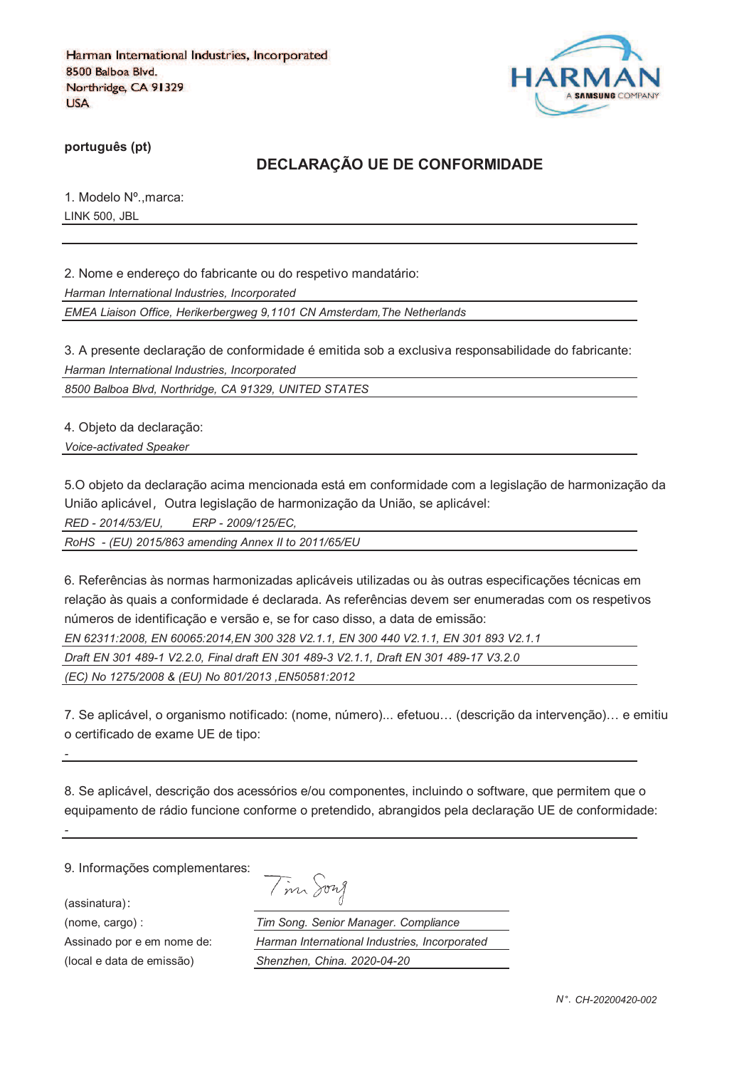Harman International Industries, Incorporated
8500 Balboa Blvd.
Northridge, CA 91329
USA

HARMAN
A SAMSUNG COMPANY

**português (pt)**

## DECLARAÇÃO UE DE CONFORMIDADE

1. Modelo Nº.,marca:

LINK 500, JBL

2. Nome e endereço do fabricante ou do respetivo mandatário:

*Harman International Industries, Incorporated*

*EMEA Liaison Office, Herikerbergweg 9,1101 CN Amsterdam,The Netherlands*

3. A presente declaração de conformidade é emitida sob a exclusiva responsabilidade do fabricante:

*Harman International Industries, Incorporated*

*8500 Balboa Blvd, Northridge, CA 91329, UNITED STATES*

4. Objeto da declaração:

*Voice-activated Speaker*

5.O objeto da declaração acima mencionada está em conformidade com a legislação de harmonização da União aplicável， Outra legislação de harmonização da União, se aplicável:

*RED - 2014/53/EU,    ERP - 2009/125/EC,*

*RoHS - (EU) 2015/863 amending Annex II to 2011/65/EU*

6. Referências às normas harmonizadas aplicáveis utilizadas ou às outras especificações técnicas em relação às quais a conformidade é declarada. As referências devem ser enumeradas com os respetivos números de identificação e versão e, se for caso disso, a data de emissão:

*EN 62311:2008, EN 60065:2014,EN 300 328 V2.1.1, EN 300 440 V2.1.1, EN 301 893 V2.1.1*

*Draft EN 301 489-1 V2.2.0, Final draft EN 301 489-3 V2.1.1, Draft EN 301 489-17 V3.2.0*

*(EC) No 1275/2008 & (EU) No 801/2013 ,EN50581:2012*

7. Se aplicável, o organismo notificado: (nome, número)... efetuou… (descrição da intervenção)… e emitiu o certificado de exame UE de tipo:

-

8. Se aplicável, descrição dos acessórios e/ou componentes, incluindo o software, que permitem que o equipamento de rádio funcione conforme o pretendido, abrangidos pela declaração UE de conformidade:

-

9. Informações complementares:

(assinatura):

(nome, cargo) : *Tim Song. Senior Manager. Compliance*

Assinado por e em nome de: *Harman International Industries, Incorporated*

(local e data de emissão) *Shenzhen, China. 2020-04-20*

*N°. CH-20200420-002*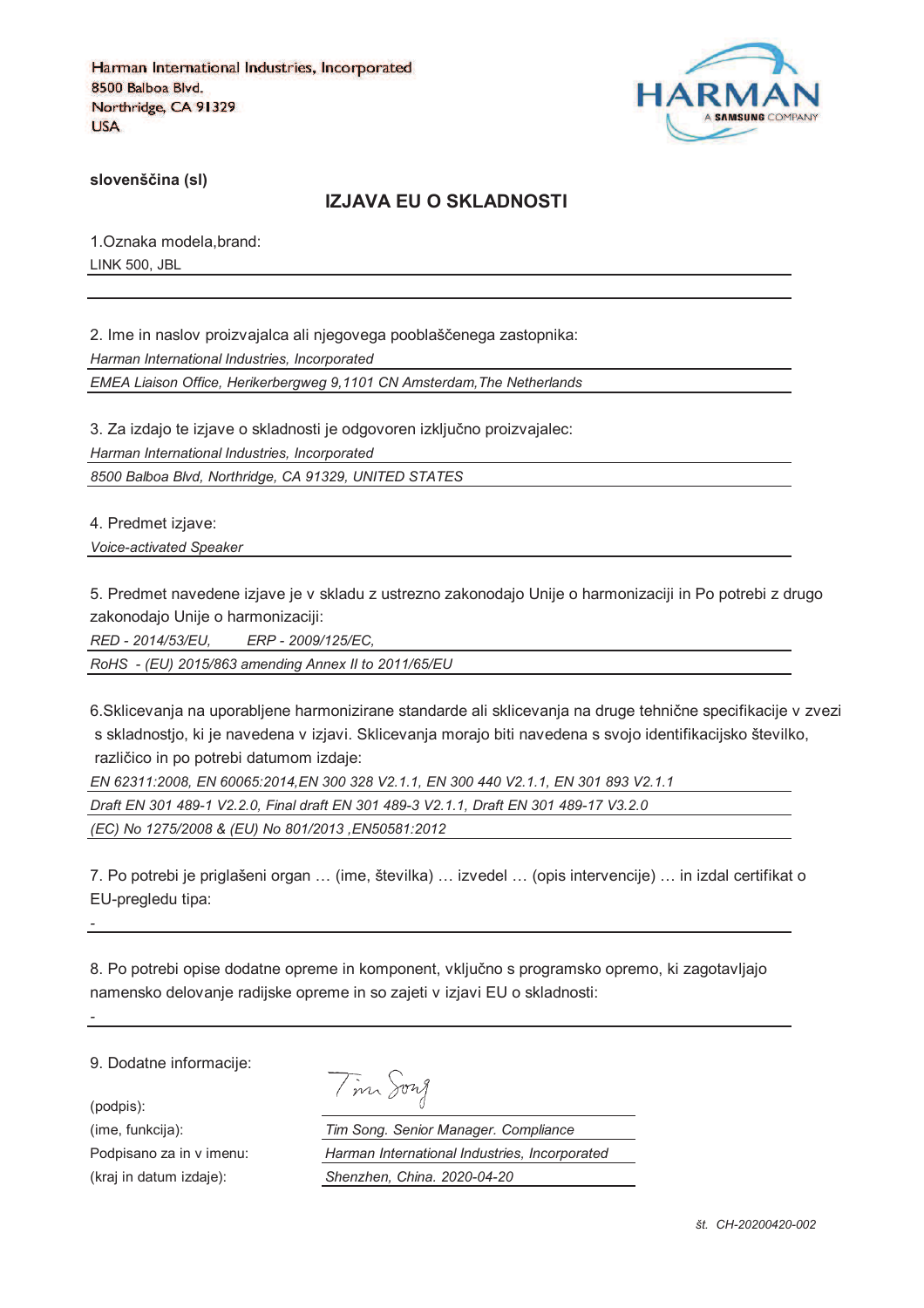Harman International Industries, Incorporated
8500 Balboa Blvd.
Northridge, CA 91329
USA

HARMAN
A SAMSUNG COMPANY

**slovenščina (sl)**

## IZJAVA EU O SKLADNOSTI

1.Oznaka modela,brand:

LINK 500, JBL

2. Ime in naslov proizvajalca ali njegovega pooblaščenega zastopnika:

*Harman International Industries, Incorporated*

*EMEA Liaison Office, Herikerbergweg 9,1101 CN Amsterdam,The Netherlands*

3. Za izdajo te izjave o skladnosti je odgovoren izključno proizvajalec:

*Harman International Industries, Incorporated*

*8500 Balboa Blvd, Northridge, CA 91329, UNITED STATES*

4. Predmet izjave:

*Voice-activated Speaker*

5. Predmet navedene izjave je v skladu z ustrezno zakonodajo Unije o harmonizaciji in Po potrebi z drugo zakonodajo Unije o harmonizaciji:

*RED - 2014/53/EU,        ERP - 2009/125/EC,*

*RoHS  - (EU) 2015/863 amending Annex II to 2011/65/EU*

6.Sklicevanja na uporabljene harmonizirane standarde ali sklicevanja na druge tehnične specifikacije v zvezi s skladnostjo, ki je navedena v izjavi. Sklicevanja morajo biti navedena s svojo identifikacijsko številko, različico in po potrebi datumom izdaje:

*EN 62311:2008, EN 60065:2014,EN 300 328 V2.1.1, EN 300 440 V2.1.1, EN 301 893 V2.1.1*

*Draft EN 301 489-1 V2.2.0, Final draft EN 301 489-3 V2.1.1, Draft EN 301 489-17 V3.2.0*

*(EC) No 1275/2008 & (EU) No 801/2013 ,EN50581:2012*

7. Po potrebi je priglašeni organ … (ime, številka) … izvedel … (opis intervencije) … in izdal certifikat o EU-pregledu tipa:

-

8. Po potrebi opise dodatne opreme in komponent, vključno s programsko opremo, ki zagotavljajo namensko delovanje radijske opreme in so zajeti v izjavi EU o skladnosti:

-

9. Dodatne informacije:

(podpis): Tim Song

(ime, funkcija): *Tim Song. Senior Manager. Compliance*

Podpisano za in v imenu: *Harman International Industries, Incorporated*

(kraj in datum izdaje): *Shenzhen, China. 2020-04-20*

*št. CH-20200420-002*